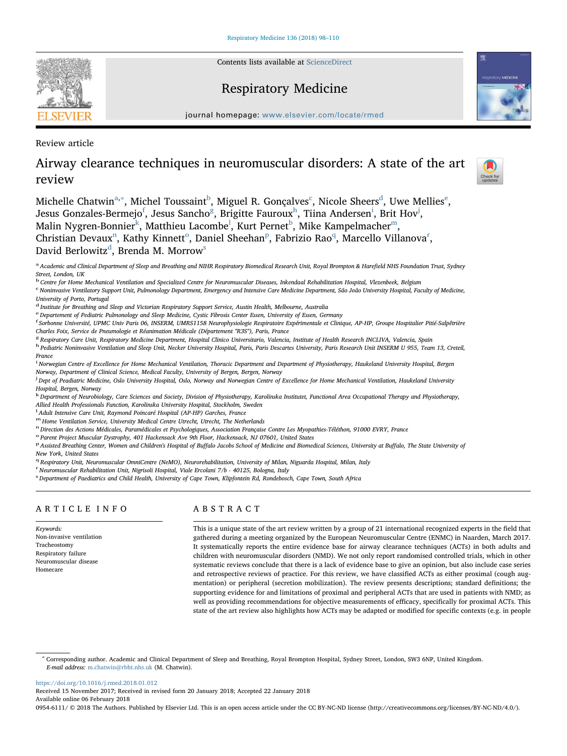Review article

# Airway clearance techniques in neuromuscular disorders: A state of the art review

Michelle Chatwin[a,*], Michel Toussaint[b], Miguel R. Gonçalves[c], Nicole Sheers[d], Uwe Mellies[e], Jesus Gonzales-Bermejo[f], Jesus Sancho[g], Brigitte Fauroux[h], Tiina Andersen[i], Brit Hov[j], Malin Nygren-Bonnier[k], Matthieu Lacombe[l], Kurt Pernet[b], Mike Kampelmacher[m], Christian Devaux[n], Kathy Kinnett[o], Daniel Sheehan[p], Fabrizio Rao[q], Marcello Villanova[r], David Berlowitz[d], Brenda M. Morrow[s]

[a] Academic and Clinical Department of Sleep and Breathing and NIHR Respiratory Biomedical Research Unit, Royal Brompton & Harefield NHS Foundation Trust, Sydney Street, London, UK
[b] Centre for Home Mechanical Ventilation and Specialized Centre for Neuromuscular Diseases, Inkendaal Rehabilitation Hospital, Vlezenbeek, Belgium
[c] Noninvasive Ventilatory Support Unit, Pulmonology Department, Emergency and Intensive Care Medicine Department, São João University Hospital, Faculty of Medicine, University of Porto, Portugal
[d] Institute for Breathing and Sleep and Victorian Respiratory Support Service, Austin Health, Melbourne, Australia
[e] Departement of Pediatric Pulmonology and Sleep Medicine, Cystic Fibrosis Center Essen, University of Essen, Germany
[f] Sorbonne Université, UPMC Univ Paris 06, INSERM, UMRS1158 Neurophysiologie Respiratoire Expérimentale et Clinique, AP-HP, Groupe Hospitalier Pitié-Salpêtrière Charles Foix, Service de Pneumologie et Réanimation Médicale (Département "R3S"), Paris, France
[g] Respiratory Care Unit, Respiratory Medicine Department, Hospital Clinico Universitario, Valencia, Institute of Health Research INCLIVA, Valencia, Spain
[h] Pediatric Noninvasive Ventilation and Sleep Unit, Necker University Hospital, Paris, Paris Descartes University, Paris Research Unit INSERM U 955, Team 13, Creteil, France
[i] Norwegian Centre of Excellence for Home Mechanical Ventilation, Thoracic Department and Department of Physiotherapy, Haukeland University Hospital, Bergen Norway, Department of Clinical Science, Medical Faculty, University of Bergen, Bergen, Norway
[j] Dept of Peadiatric Medicine, Oslo University Hospital, Oslo, Norway and Norwegian Centre of Excellence for Home Mechanical Ventilation, Haukeland University Hospital, Bergen, Norway
[k] Department of Neurobiology, Care Sciences and Society, Division of Physiotherapy, Karolinska Institutet, Functional Area Occupational Therapy and Physiotherapy, Allied Health Professionals Function, Karolinska University Hospital, Stockholm, Sweden
[l] Adult Intensive Care Unit, Raymond Poincaré Hospital (AP-HP) Garches, France
[m] Home Ventilation Service, University Medical Centre Utrecht, Utrecht, The Netherlands
[n] Direction des Actions Médicales, Paramédicales et Psychologiques, Association Française Contre Les Myopathies-Téléthon, 91000 EVRY, France
[o] Parent Project Muscular Dystrophy, 401 Hackensack Ave 9th Floor, Hackensack, NJ 07601, United States
[p] Assisted Breathing Center, Women and Children's Hospital of Buffalo Jacobs School of Medicine and Biomedical Sciences, University at Buffalo, The State University of New York, United States
[q] Respiratory Unit, Neuromuscular OmniCentre (NeMO), Neurorehabilitation, University of Milan, Niguarda Hospital, Milan, Italy
[r] Neuromuscular Rehabilitation Unit, Nigrisoli Hospital, Viale Ercolani 7/b - 40125, Bologna, Italy
[s] Department of Paediatrics and Child Health, University of Cape Town, Klipfontein Rd, Rondebosch, Cape Town, South Africa

## ARTICLE INFO

*Keywords:*
Non-invasive ventilation
Tracheostomy
Respiratory failure
Neuromuscular disease
Homecare

## ABSTRACT

This is a unique state of the art review written by a group of 21 international recognized experts in the field that gathered during a meeting organized by the European Neuromuscular Centre (ENMC) in Naarden, March 2017. It systematically reports the entire evidence base for airway clearance techniques (ACTs) in both adults and children with neuromuscular disorders (NMD). We not only report randomised controlled trials, which in other systematic reviews conclude that there is a lack of evidence base to give an opinion, but also include case series and retrospective reviews of practice. For this review, we have classified ACTs as either proximal (cough augmentation) or peripheral (secretion mobilization). The review presents descriptions; standard definitions; the supporting evidence for and limitations of proximal and peripheral ACTs that are used in patients with NMD; as well as providing recommendations for objective measurements of efficacy, specifically for proximal ACTs. This state of the art review also highlights how ACTs may be adapted or modified for specific contexts (e.g. in people

* Corresponding author. Academic and Clinical Department of Sleep and Breathing, Royal Brompton Hospital, Sydney Street, London, SW3 6NP, United Kingdom.
*E-mail address:* m.chatwin@rbht.nhs.uk (M. Chatwin).

https://doi.org/10.1016/j.rmed.2018.01.012
Received 15 November 2017; Received in revised form 20 January 2018; Accepted 22 January 2018
Available online 06 February 2018
0954-6111/ © 2018 The Authors. Published by Elsevier Ltd. This is an open access article under the CC BY-NC-ND license (http://creativecommons.org/licenses/BY-NC-ND/4.0/).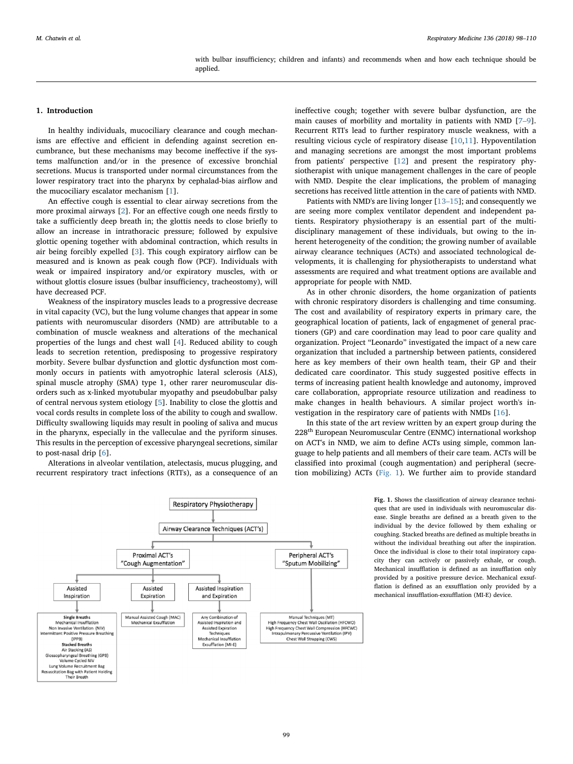with bulbar insufficiency; children and infants) and recommends when and how each technique should be applied.

## 1. Introduction

In healthy individuals, mucociliary clearance and cough mechanisms are effective and efficient in defending against secretion encumbrance, but these mechanisms may become ineffective if the systems malfunction and/or in the presence of excessive bronchial secretions. Mucus is transported under normal circumstances from the lower respiratory tract into the pharynx by cephalad-bias airflow and the mucociliary escalator mechanism [1].

An effective cough is essential to clear airway secretions from the more proximal airways [2]. For an effective cough one needs firstly to take a sufficiently deep breath in; the glottis needs to close briefly to allow an increase in intrathoracic pressure; followed by expulsive glottic opening together with abdominal contraction, which results in air being forcibly expelled [3]. This cough expiratory airflow can be measured and is known as peak cough flow (PCF). Individuals with weak or impaired inspiratory and/or expiratory muscles, with or without glottis closure issues (bulbar insufficiency, tracheostomy), will have decreased PCF.

Weakness of the inspiratory muscles leads to a progressive decrease in vital capacity (VC), but the lung volume changes that appear in some patients with neuromuscular disorders (NMD) are attributable to a combination of muscle weakness and alterations of the mechanical properties of the lungs and chest wall [4]. Reduced ability to cough leads to secretion retention, predisposing to progessive respiratory morbity. Severe bulbar dysfunction and glottic dysfunction most commonly occurs in patients with amyotrophic lateral sclerosis (ALS), spinal muscle atrophy (SMA) type 1, other rarer neuromuscular disorders such as x-linked myotubular myopathy and pseudobulbar palsy of central nervous system etiology [5]. Inability to close the glottis and vocal cords results in complete loss of the ability to cough and swallow. Difficulty swallowing liquids may result in pooling of saliva and mucus in the pharynx, especially in the valleculae and the pyriform sinuses. This results in the perception of excessive pharyngeal secretions, similar to post-nasal drip [6].

Alterations in alveolar ventilation, atelectasis, mucus plugging, and recurrent respiratory tract infections (RTI's), as a consequence of an ineffective cough; together with severe bulbar dysfunction, are the main causes of morbility and mortality in patients with NMD [7–9]. Recurrent RTI's lead to further respiratory muscle weakness, with a resulting vicious cycle of respiratory disease [10,11]. Hypoventilation and managing secretions are amongst the most important problems from patients' perspective [12] and present the respiratory physiotherapist with unique management challenges in the care of people with NMD. Despite the clear implications, the problem of managing secretions has received little attention in the care of patients with NMD.

Patients with NMD's are living longer [13–15]; and consequently we are seeing more complex ventilator dependent and independent patients. Respiratory physiotherapy is an essential part of the multidisciplinary management of these individuals, but owing to the inherent heterogeneity of the condition; the growing number of available airway clearance techniques (ACTs) and associated technological developments, it is challenging for physiotherapists to understand what assessments are required and what treatment options are available and appropriate for people with NMD.

As in other chronic disorders, the home organization of patients with chronic respiratory disorders is challenging and time consuming. The cost and availability of respiratory experts in primary care, the geographical location of patients, lack of engagmenet of general practioners (GP) and care coordination may lead to poor care quality and organization. Project "Leonardo" investigated the impact of a new care organization that included a partnership between patients, considered here as key members of their own health team, their GP and their dedicated care coordinator. This study suggested positive effects in terms of increasing patient health knowledge and autonomy, improved care collaboration, appropriate resource utilization and readiness to make changes in health behaviours. A similar project worth's investigation in the respiratory care of patients with NMDs [16].

In this state of the art review written by an expert group during the 228th European Neuromuscular Centre (ENMC) international workshop on ACT's in NMD, we aim to define ACTs using simple, common language to help patients and all members of their care team. ACTs will be classified into proximal (cough augmentation) and peripheral (secretion mobilizing) ACTs (Fig. 1). We further aim to provide standard

- Respiratory Physiotherapy
  - Airway Clearance Techniques (ACT's)
    - Proximal ACT's "Cough Augmentation"
      - Assisted Inspiration
        - **Single Breaths**: Mechanical Insufflation; Non Invasive Ventilation (NIV); Intermittent Positive Pressure Breathing (IPPB)
        - **Stacked Breaths**: Air Stacking (AS); Glossopharyngeal Breathing (GPB); Volume Cycled NIV; Lung Volume Recruitment Bag; Resuscitation Bag with Patient Holding Their Breath
      - Assisted Expiration
        - Manual Assisted Cough (MAC); Mechanical Exsufflation
      - Assisted Inspiration and Expiration
        - Any Combination of Assisted Inspiration and Assisted Expiration Techniques; Mechanical Insufflation Exsufflation (MI-E)
    - Peripheral ACT's "Sputum Mobilizing"
      - Manual Techniques (MT); High Frequency Chest Wall Oscillation (HFCWO); High Frequency Chest Wall Compression (HFCWC); Intrapulmonary Percussive Ventilation (IPV); Chest Wall Strapping (CWS)

**Fig. 1.** Shows the classification of airway clearance techniques that are used in individuals with neuromuscular disease. Single breaths are defined as a breath given to the individual by the device followed by them exhaling or coughing. Stacked breaths are defined as multiple breaths in without the individual breathing out after the inspiration. Once the individual is close to their total inspiratory capacity they can actively or passively exhale, or cough. Mechanical insufflation is defined as an insufflation only provided by a positive pressure device. Mechanical exsufflation is defined as an exsufflation only provided by a mechanical insufflation-exsufflation (MI-E) device.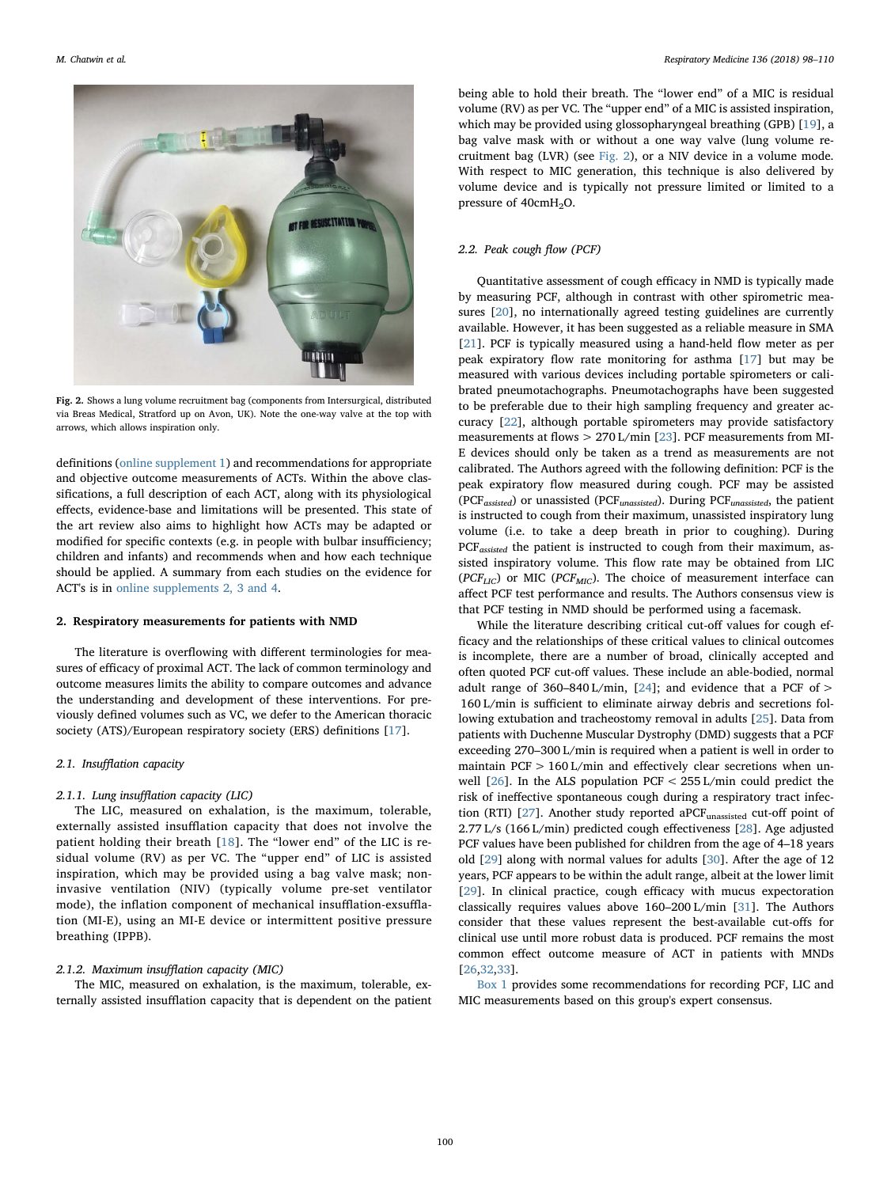Fig. 2. Shows a lung volume recruitment bag (components from Intersurgical, distributed via Breas Medical, Stratford up on Avon, UK). Note the one-way valve at the top with arrows, which allows inspiration only.

definitions (online supplement 1) and recommendations for appropriate and objective outcome measurements of ACTs. Within the above classifications, a full description of each ACT, along with its physiological effects, evidence-base and limitations will be presented. This state of the art review also aims to highlight how ACTs may be adapted or modified for specific contexts (e.g. in people with bulbar insufficiency; children and infants) and recommends when and how each technique should be applied. A summary from each studies on the evidence for ACT's is in online supplements 2, 3 and 4.

## 2. Respiratory measurements for patients with NMD

The literature is overflowing with different terminologies for measures of efficacy of proximal ACT. The lack of common terminology and outcome measures limits the ability to compare outcomes and advance the understanding and development of these interventions. For previously defined volumes such as VC, we defer to the American thoracic society (ATS)/European respiratory society (ERS) definitions [17].

### 2.1. Insufflation capacity

#### 2.1.1. Lung insufflation capacity (LIC)

The LIC, measured on exhalation, is the maximum, tolerable, externally assisted insufflation capacity that does not involve the patient holding their breath [18]. The "lower end" of the LIC is residual volume (RV) as per VC. The "upper end" of LIC is assisted inspiration, which may be provided using a bag valve mask; non-invasive ventilation (NIV) (typically volume pre-set ventilator mode), the inflation component of mechanical insufflation-exsufflation (MI-E), using an MI-E device or intermittent positive pressure breathing (IPPB).

#### 2.1.2. Maximum insufflation capacity (MIC)

The MIC, measured on exhalation, is the maximum, tolerable, externally assisted insufflation capacity that is dependent on the patient being able to hold their breath. The "lower end" of a MIC is residual volume (RV) as per VC. The "upper end" of a MIC is assisted inspiration, which may be provided using glossopharyngeal breathing (GPB) [19], a bag valve mask with or without a one way valve (lung volume recruitment bag (LVR) (see Fig. 2), or a NIV device in a volume mode. With respect to MIC generation, this technique is also delivered by volume device and is typically not pressure limited or limited to a pressure of 40cm$H_2O$.

### 2.2. Peak cough flow (PCF)

Quantitative assessment of cough efficacy in NMD is typically made by measuring PCF, although in contrast with other spirometric measures [20], no internationally agreed testing guidelines are currently available. However, it has been suggested as a reliable measure in SMA [21]. PCF is typically measured using a hand-held flow meter as per peak expiratory flow rate monitoring for asthma [17] but may be measured with various devices including portable spirometers or calibrated pneumotachographs. Pneumotachographs have been suggested to be preferable due to their high sampling frequency and greater accuracy [22], although portable spirometers may provide satisfactory measurements at flows > 270 L/min [23]. PCF measurements from MI-E devices should only be taken as a trend as measurements are not calibrated. The Authors agreed with the following definition: PCF is the peak expiratory flow measured during cough. PCF may be assisted ($PCF_{assisted}$) or unassisted ($PCF_{unassisted}$). During $PCF_{unassisted}$, the patient is instructed to cough from their maximum, unassisted inspiratory lung volume (i.e. to take a deep breath in prior to coughing). During $PCF_{assisted}$ the patient is instructed to cough from their maximum, assisted inspiratory volume. This flow rate may be obtained from LIC ($PCF_{LIC}$) or MIC ($PCF_{MIC}$). The choice of measurement interface can affect PCF test performance and results. The Authors consensus view is that PCF testing in NMD should be performed using a facemask.

While the literature describing critical cut-off values for cough efficacy and the relationships of these critical values to clinical outcomes is incomplete, there are a number of broad, clinically accepted and often quoted PCF cut-off values. These include an able-bodied, normal adult range of 360–840 L/min, [24]; and evidence that a PCF of > 160 L/min is sufficient to eliminate airway debris and secretions following extubation and tracheostomy removal in adults [25]. Data from patients with Duchenne Muscular Dystrophy (DMD) suggests that a PCF exceeding 270–300 L/min is required when a patient is well in order to maintain PCF > 160 L/min and effectively clear secretions when unwell [26]. In the ALS population PCF < 255 L/min could predict the risk of ineffective spontaneous cough during a respiratory tract infection (RTI) [27]. Another study reported $aPCF_{unassisted}$ cut-off point of 2.77 L/s (166 L/min) predicted cough effectiveness [28]. Age adjusted PCF values have been published for children from the age of 4–18 years old [29] along with normal values for adults [30]. After the age of 12 years, PCF appears to be within the adult range, albeit at the lower limit [29]. In clinical practice, cough efficacy with mucus expectoration classically requires values above 160–200 L/min [31]. The Authors consider that these values represent the best-available cut-offs for clinical use until more robust data is produced. PCF remains the most common effect outcome measure of ACT in patients with MNDs [26,32,33].

Box 1 provides some recommendations for recording PCF, LIC and MIC measurements based on this group's expert consensus.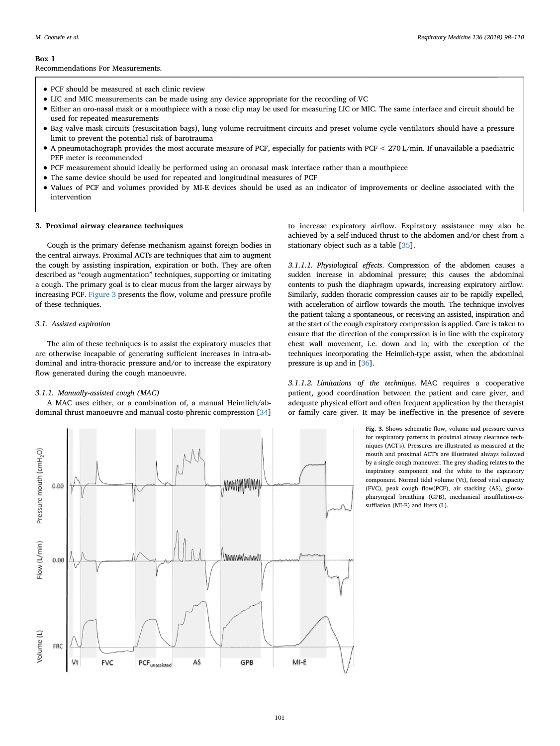**Box 1**
Recommendations For Measurements.

- PCF should be measured at each clinic review
- LIC and MIC measurements can be made using any device appropriate for the recording of VC
- Either an oro-nasal mask or a mouthpiece with a nose clip may be used for measuring LIC or MIC. The same interface and circuit should be used for repeated measurements
- Bag valve mask circuits (resuscitation bags), lung volume recruitment circuits and preset volume cycle ventilators should have a pressure limit to prevent the potential risk of barotrauma
- A pneumotachograph provides the most accurate measure of PCF, especially for patients with PCF < 270 L/min. If unavailable a paediatric PEF meter is recommended
- PCF measurement should ideally be performed using an oronasal mask interface rather than a mouthpiece
- The same device should be used for repeated and longitudinal measures of PCF
- Values of PCF and volumes provided by MI-E devices should be used as an indicator of improvements or decline associated with the intervention

## 3. Proximal airway clearance techniques

Cough is the primary defense mechanism against foreign bodies in the central airways. Proximal ACTs are techniques that aim to augment the cough by assisting inspiration, expiration or both. They are often described as "cough augmentation" techniques, supporting or imitating a cough. The primary goal is to clear mucus from the larger airways by increasing PCF. Figure 3 presents the flow, volume and pressure profile of these techniques.

### 3.1. Assisted expiration

The aim of these techniques is to assist the expiratory muscles that are otherwise incapable of generating sufficient increases in intra-abdominal and intra-thoracic pressure and/or to increase the expiratory flow generated during the cough manoeuvre.

#### 3.1.1. Manually-assisted cough (MAC)

A MAC uses either, or a combination of, a manual Heimlich/abdominal thrust manoeuvre and manual costo-phrenic compression [34] to increase expiratory airflow. Expiratory assistance may also be achieved by a self-induced thrust to the abdomen and/or chest from a stationary object such as a table [35].

*3.1.1.1. Physiological effects*. Compression of the abdomen causes a sudden increase in abdominal pressure; this causes the abdominal contents to push the diaphragm upwards, increasing expiratory airflow. Similarly, sudden thoracic compression causes air to be rapidly expelled, with acceleration of airflow towards the mouth. The technique involves the patient taking a spontaneous, or receiving an assisted, inspiration and at the start of the cough expiratory compression is applied. Care is taken to ensure that the direction of the compression is in line with the expiratory chest wall movement, i.e. down and in; with the exception of the techniques incorporating the Heimlich-type assist, when the abdominal pressure is up and in [36].

*3.1.1.2. Limitations of the technique*. MAC requires a cooperative patient, good coordination between the patient and care giver, and adequate physical effort and often frequent application by the therapist or family care giver. It may be ineffective in the presence of severe

**Fig. 3.** Shows schematic flow, volume and pressure curves for respiratory patterns in proximal airway clearance techniques (ACT's). Pressures are illustrated as measured at the mouth and proximal ACT's are illustrated always followed by a single cough maneuver. The grey shading relates to the inspiratory component and the white to the expiratory component. Normal tidal volume (Vt), forced vital capacity (FVC), peak cough flow(PCF), air stacking (AS), glossopharyngeal breathing (GPB), mechanical insufflation-exsufflation (MI-E) and liters (L).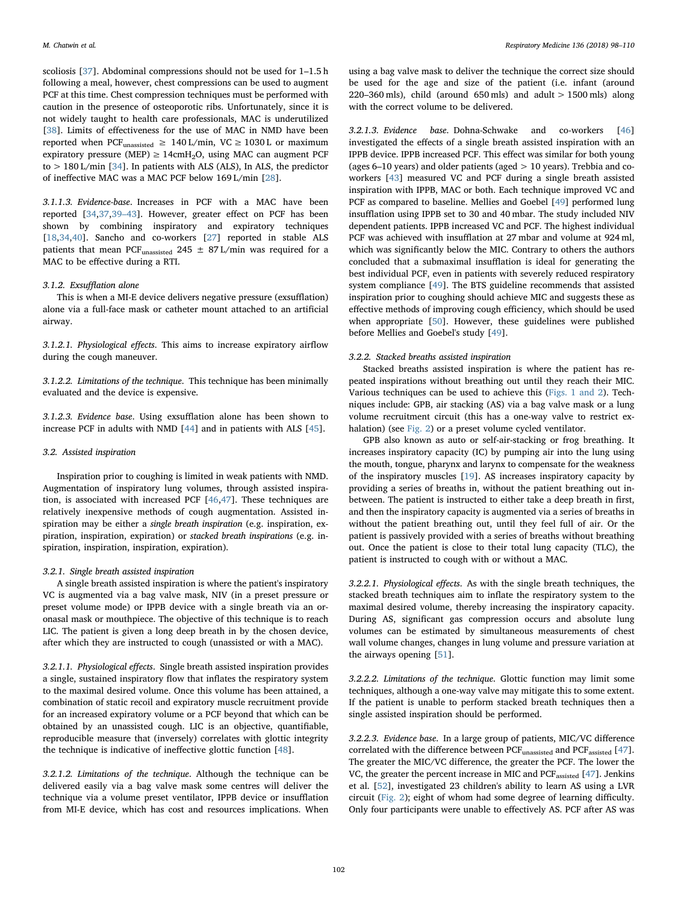scoliosis [37]. Abdominal compressions should not be used for 1–1.5 h following a meal, however, chest compressions can be used to augment PCF at this time. Chest compression techniques must be performed with caution in the presence of osteoporotic ribs. Unfortunately, since it is not widely taught to health care professionals, MAC is underutilized [38]. Limits of effectiveness for the use of MAC in NMD have been reported when $PCF_{unassisted} \geq 140$ L/min, VC ≥ 1030 L or maximum expiratory pressure (MEP) ≥ 14cm$H_2O$, using MAC can augment PCF to > 180 L/min [34]. In patients with ALS (ALS), In ALS, the predictor of ineffective MAC was a MAC PCF below 169 L/min [28].

*3.1.1.3. Evidence-base*. Increases in PCF with a MAC have been reported [34,37,39–43]. However, greater effect on PCF has been shown by combining inspiratory and expiratory techniques [18,34,40]. Sancho and co-workers [27] reported in stable ALS patients that mean $PCF_{unassisted}$ 245 ± 87 L/min was required for a MAC to be effective during a RTI.

#### 3.1.2. Exsufflation alone

This is when a MI-E device delivers negative pressure (exsufflation) alone via a full-face mask or catheter mount attached to an artificial airway.

*3.1.2.1. Physiological effects*. This aims to increase expiratory airflow during the cough maneuver.

*3.1.2.2. Limitations of the technique*. This technique has been minimally evaluated and the device is expensive.

*3.1.2.3. Evidence base*. Using exsufflation alone has been shown to increase PCF in adults with NMD [44] and in patients with ALS [45].

### 3.2. Assisted inspiration

Inspiration prior to coughing is limited in weak patients with NMD. Augmentation of inspiratory lung volumes, through assisted inspiration, is associated with increased PCF [46,47]. These techniques are relatively inexpensive methods of cough augmentation. Assisted inspiration may be either a *single breath inspiration* (e.g. inspiration, expiration, inspiration, expiration) or *stacked breath inspirations* (e.g. inspiration, inspiration, inspiration, expiration).

#### 3.2.1. Single breath assisted inspiration

A single breath assisted inspiration is where the patient's inspiratory VC is augmented via a bag valve mask, NIV (in a preset pressure or preset volume mode) or IPPB device with a single breath via an oronasal mask or mouthpiece. The objective of this technique is to reach LIC. The patient is given a long deep breath in by the chosen device, after which they are instructed to cough (unassisted or with a MAC).

*3.2.1.1. Physiological effects*. Single breath assisted inspiration provides a single, sustained inspiratory flow that inflates the respiratory system to the maximal desired volume. Once this volume has been attained, a combination of static recoil and expiratory muscle recruitment provide for an increased expiratory volume or a PCF beyond that which can be obtained by an unassisted cough. LIC is an objective, quantifiable, reproducible measure that (inversely) correlates with glottic integrity the technique is indicative of ineffective glottic function [48].

*3.2.1.2. Limitations of the technique*. Although the technique can be delivered easily via a bag valve mask some centres will deliver the technique via a volume preset ventilator, IPPB device or insufflation from MI-E device, which has cost and resources implications. When using a bag valve mask to deliver the technique the correct size should be used for the age and size of the patient (i.e. infant (around 220–360 mls), child (around 650 mls) and adult > 1500 mls) along with the correct volume to be delivered.

*3.2.1.3. Evidence base*. Dohna-Schwake and co-workers [46] investigated the effects of a single breath assisted inspiration with an IPPB device. IPPB increased PCF. This effect was similar for both young (ages 6–10 years) and older patients (aged > 10 years). Trebbia and co-workers [43] measured VC and PCF during a single breath assisted inspiration with IPPB, MAC or both. Each technique improved VC and PCF as compared to baseline. Mellies and Goebel [49] performed lung insufflation using IPPB set to 30 and 40 mbar. The study included NIV dependent patients. IPPB increased VC and PCF. The highest individual PCF was achieved with insufflation at 27 mbar and volume at 924 ml, which was significantly below the MIC. Contrary to others the authors concluded that a submaximal insufflation is ideal for generating the best individual PCF, even in patients with severely reduced respiratory system compliance [49]. The BTS guideline recommends that assisted inspiration prior to coughing should achieve MIC and suggests these as effective methods of improving cough efficiency, which should be used when appropriate [50]. However, these guidelines were published before Mellies and Goebel's study [49].

#### 3.2.2. Stacked breaths assisted inspiration

Stacked breaths assisted inspiration is where the patient has repeated inspirations without breathing out until they reach their MIC. Various techniques can be used to achieve this (Figs. 1 and 2). Techniques include: GPB, air stacking (AS) via a bag valve mask or a lung volume recruitment circuit (this has a one-way valve to restrict exhalation) (see Fig. 2) or a preset volume cycled ventilator.

GPB also known as auto or self-air-stacking or frog breathing. It increases inspiratory capacity (IC) by pumping air into the lung using the mouth, tongue, pharynx and larynx to compensate for the weakness of the inspiratory muscles [19]. AS increases inspiratory capacity by providing a series of breaths in, without the patient breathing out in-between. The patient is instructed to either take a deep breath in first, and then the inspiratory capacity is augmented via a series of breaths in without the patient breathing out, until they feel full of air. Or the patient is passively provided with a series of breaths without breathing out. Once the patient is close to their total lung capacity (TLC), the patient is instructed to cough with or without a MAC.

*3.2.2.1. Physiological effects*. As with the single breath techniques, the stacked breath techniques aim to inflate the respiratory system to the maximal desired volume, thereby increasing the inspiratory capacity. During AS, significant gas compression occurs and absolute lung volumes can be estimated by simultaneous measurements of chest wall volume changes, changes in lung volume and pressure variation at the airways opening [51].

*3.2.2.2. Limitations of the technique*. Glottic function may limit some techniques, although a one-way valve may mitigate this to some extent. If the patient is unable to perform stacked breath techniques then a single assisted inspiration should be performed.

*3.2.2.3. Evidence base*. In a large group of patients, MIC/VC difference correlated with the difference between $PCF_{unassisted}$ and $PCF_{assisted}$ [47]. The greater the MIC/VC difference, the greater the PCF. The lower the VC, the greater the percent increase in MIC and $PCF_{assisted}$ [47]. Jenkins et al. [52], investigated 23 children's ability to learn AS using a LVR circuit (Fig. 2); eight of whom had some degree of learning difficulty. Only four participants were unable to effectively AS. PCF after AS was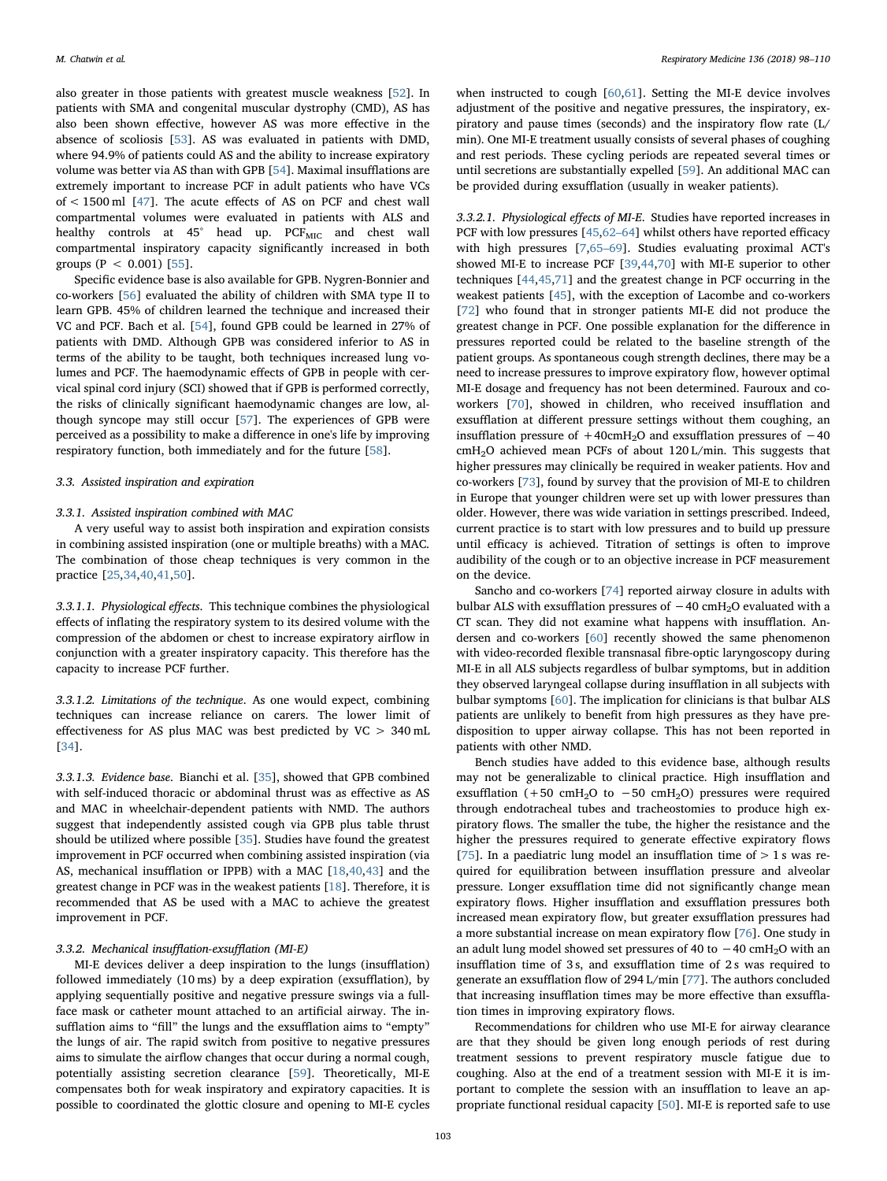also greater in those patients with greatest muscle weakness [52]. In patients with SMA and congenital muscular dystrophy (CMD), AS has also been shown effective, however AS was more effective in the absence of scoliosis [53]. AS was evaluated in patients with DMD, where 94.9% of patients could AS and the ability to increase expiratory volume was better via AS than with GPB [54]. Maximal insufflations are extremely important to increase PCF in adult patients who have VCs of < 1500 ml [47]. The acute effects of AS on PCF and chest wall compartmental volumes were evaluated in patients with ALS and healthy controls at 45° head up. $PCF_{MIC}$ and chest wall compartmental inspiratory capacity significantly increased in both groups ($P < 0.001$) [55].

Specific evidence base is also available for GPB. Nygren-Bonnier and co-workers [56] evaluated the ability of children with SMA type II to learn GPB. 45% of children learned the technique and increased their VC and PCF. Bach et al. [54], found GPB could be learned in 27% of patients with DMD. Although GPB was considered inferior to AS in terms of the ability to be taught, both techniques increased lung volumes and PCF. The haemodynamic effects of GPB in people with cervical spinal cord injury (SCI) showed that if GPB is performed correctly, the risks of clinically significant haemodynamic changes are low, although syncope may still occur [57]. The experiences of GPB were perceived as a possibility to make a difference in one's life by improving respiratory function, both immediately and for the future [58].

### 3.3. Assisted inspiration and expiration

#### 3.3.1. Assisted inspiration combined with MAC

A very useful way to assist both inspiration and expiration consists in combining assisted inspiration (one or multiple breaths) with a MAC. The combination of those cheap techniques is very common in the practice [25,34,40,41,50].

*3.3.1.1. Physiological effects.* This technique combines the physiological effects of inflating the respiratory system to its desired volume with the compression of the abdomen or chest to increase expiratory airflow in conjunction with a greater inspiratory capacity. This therefore has the capacity to increase PCF further.

*3.3.1.2. Limitations of the technique.* As one would expect, combining techniques can increase reliance on carers. The lower limit of effectiveness for AS plus MAC was best predicted by VC > 340 mL [34].

*3.3.1.3. Evidence base.* Bianchi et al. [35], showed that GPB combined with self-induced thoracic or abdominal thrust was as effective as AS and MAC in wheelchair-dependent patients with NMD. The authors suggest that independently assisted cough via GPB plus table thrust should be utilized where possible [35]. Studies have found the greatest improvement in PCF occurred when combining assisted inspiration (via AS, mechanical insufflation or IPPB) with a MAC [18,40,43] and the greatest change in PCF was in the weakest patients [18]. Therefore, it is recommended that AS be used with a MAC to achieve the greatest improvement in PCF.

#### 3.3.2. Mechanical insufflation-exsufflation (MI-E)

MI-E devices deliver a deep inspiration to the lungs (insufflation) followed immediately (10 ms) by a deep expiration (exsufflation), by applying sequentially positive and negative pressure swings via a full-face mask or catheter mount attached to an artificial airway. The insufflation aims to "fill" the lungs and the exsufflation aims to "empty" the lungs of air. The rapid switch from positive to negative pressures aims to simulate the airflow changes that occur during a normal cough, potentially assisting secretion clearance [59]. Theoretically, MI-E compensates both for weak inspiratory and expiratory capacities. It is possible to coordinated the glottic closure and opening to MI-E cycles when instructed to cough [60,61]. Setting the MI-E device involves adjustment of the positive and negative pressures, the inspiratory, expiratory and pause times (seconds) and the inspiratory flow rate (L/min). One MI-E treatment usually consists of several phases of coughing and rest periods. These cycling periods are repeated several times or until secretions are substantially expelled [59]. An additional MAC can be provided during exsufflation (usually in weaker patients).

*3.3.2.1. Physiological effects of MI-E.* Studies have reported increases in PCF with low pressures [45,62–64] whilst others have reported efficacy with high pressures [7,65–69]. Studies evaluating proximal ACT's showed MI-E to increase PCF [39,44,70] with MI-E superior to other techniques [44,45,71] and the greatest change in PCF occurring in the weakest patients [45], with the exception of Lacombe and co-workers [72] who found that in stronger patients MI-E did not produce the greatest change in PCF. One possible explanation for the difference in pressures reported could be related to the baseline strength of the patient groups. As spontaneous cough strength declines, there may be a need to increase pressures to improve expiratory flow, however optimal MI-E dosage and frequency has not been determined. Fauroux and co-workers [70], showed in children, who received insufflation and exsufflation at different pressure settings without them coughing, an insufflation pressure of $+40 cmH_2O$ and exsufflation pressures of $-40 cmH_2O$ achieved mean PCFs of about 120 L/min. This suggests that higher pressures may clinically be required in weaker patients. Hov and co-workers [73], found by survey that the provision of MI-E to children in Europe that younger children were set up with lower pressures than older. However, there was wide variation in settings prescribed. Indeed, current practice is to start with low pressures and to build up pressure until efficacy is achieved. Titration of settings is often to improve audibility of the cough or to an objective increase in PCF measurement on the device.

Sancho and co-workers [74] reported airway closure in adults with bulbar ALS with exsufflation pressures of $-40 cmH_2O$ evaluated with a CT scan. They did not examine what happens with insufflation. Andersen and co-workers [60] recently showed the same phenomenon with video-recorded flexible transnasal fibre-optic laryngoscopy during MI-E in all ALS subjects regardless of bulbar symptoms, but in addition they observed laryngeal collapse during insufflation in all subjects with bulbar symptoms [60]. The implication for clinicians is that bulbar ALS patients are unlikely to benefit from high pressures as they have predisposition to upper airway collapse. This has not been reported in patients with other NMD.

Bench studies have added to this evidence base, although results may not be generalizable to clinical practice. High insufflation and exsufflation ($+50 cmH_2O$ to $-50 cmH_2O$) pressures were required through endotracheal tubes and tracheostomies to produce high expiratory flows. The smaller the tube, the higher the resistance and the higher the pressures required to generate effective expiratory flows [75]. In a paediatric lung model an insufflation time of > 1 s was required for equilibration between insufflation pressure and alveolar pressure. Longer exsufflation time did not significantly change mean expiratory flows. Higher insufflation and exsufflation pressures both increased mean expiratory flow, but greater exsufflation pressures had a more substantial increase on mean expiratory flow [76]. One study in an adult lung model showed set pressures of 40 to $-40 cmH_2O$ with an insufflation time of 3 s, and exsufflation time of 2 s was required to generate an exsufflation flow of 294 L/min [77]. The authors concluded that increasing insufflation times may be more effective than exsufflation times in improving expiratory flows.

Recommendations for children who use MI-E for airway clearance are that they should be given long enough periods of rest during treatment sessions to prevent respiratory muscle fatigue due to coughing. Also at the end of a treatment session with MI-E it is important to complete the session with an insufflation to leave an appropriate functional residual capacity [50]. MI-E is reported safe to use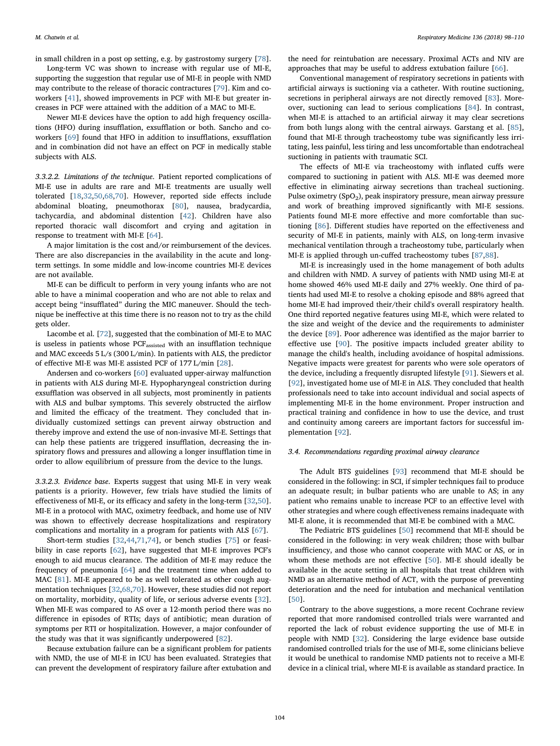in small children in a post op setting, e.g. by gastrostomy surgery [78].

Long-term VC was shown to increase with regular use of MI-E, supporting the suggestion that regular use of MI-E in people with NMD may contribute to the release of thoracic contractures [79]. Kim and coworkers [41], showed improvements in PCF with MI-E but greater increases in PCF were attained with the addition of a MAC to MI-E.

Newer MI-E devices have the option to add high frequency oscillations (HFO) during insufflation, exsufflation or both. Sancho and coworkers [69] found that HFO in addition to insufflations, exsufflation and in combination did not have an effect on PCF in medically stable subjects with ALS.

*3.3.2.2. Limitations of the technique*. Patient reported complications of MI-E use in adults are rare and MI-E treatments are usually well tolerated [18,32,50,68,70]. However, reported side effects include abdominal bloating, pneumothorax [80], nausea, bradycardia, tachycardia, and abdominal distention [42]. Children have also reported thoracic wall discomfort and crying and agitation in response to treatment with MI-E [64].

A major limitation is the cost and/or reimbursement of the devices. There are also discrepancies in the availability in the acute and long-term settings. In some middle and low-income countries MI-E devices are not available.

MI-E can be difficult to perform in very young infants who are not able to have a minimal cooperation and who are not able to relax and accept being "insufflated" during the MIC maneuver. Should the technique be ineffective at this time there is no reason not to try as the child gets older.

Lacombe et al. [72], suggested that the combination of MI-E to MAC is useless in patients whose $PCF_{assisted}$ with an insufflation technique and MAC exceeds 5 L/s (300 L/min). In patients with ALS, the predictor of effective MI-E was MI-E assisted PCF of 177 L/min [28].

Andersen and co-workers [60] evaluated upper-airway malfunction in patients with ALS during MI-E. Hypopharyngeal constriction during exsufflation was observed in all subjects, most prominently in patients with ALS and bulbar symptoms. This severely obstructed the airflow and limited the efficacy of the treatment. They concluded that individually customized settings can prevent airway obstruction and thereby improve and extend the use of non-invasive MI-E. Settings that can help these patients are triggered insufflation, decreasing the inspiratory flows and pressures and allowing a longer insufflation time in order to allow equilibrium of pressure from the device to the lungs.

*3.3.2.3. Evidence base*. Experts suggest that using MI-E in very weak patients is a priority. However, few trials have studied the limits of effectiveness of MI-E, or its efficacy and safety in the long-term [32,50]. MI-E in a protocol with MAC, oximetry feedback, and home use of NIV was shown to effectively decrease hospitalizations and respiratory complications and mortality in a program for patients with ALS [67].

Short-term studies [32,44,71,74], or bench studies [75] or feasibility in case reports [62], have suggested that MI-E improves PCF's enough to aid mucus clearance. The addition of MI-E may reduce the frequency of pneumonia [64] and the treatment time when added to MAC [81]. MI-E appeared to be as well tolerated as other cough augmentation techniques [32,68,70]. However, these studies did not report on mortality, morbidity, quality of life, or serious adverse events [32]. When MI-E was compared to AS over a 12-month period there was no difference in episodes of RTIs; days of antibiotic; mean duration of symptoms per RTI or hospitalization. However, a major confounder of the study was that it was significantly underpowered [82].

Because extubation failure can be a significant problem for patients with NMD, the use of MI-E in ICU has been evaluated. Strategies that can prevent the development of respiratory failure after extubation and the need for reintubation are necessary. Proximal ACTs and NIV are approaches that may be useful to address extubation failure [66].

Conventional management of respiratory secretions in patients with artificial airways is suctioning via a catheter. With routine suctioning, secretions in peripheral airways are not directly removed [83]. Moreover, suctioning can lead to serious complications [84]. In contrast, when MI-E is attached to an artificial airway it may clear secretions from both lungs along with the central airways. Garstang et al. [85], found that MI-E through tracheostomy tube was significantly less irritating, less painful, less tiring and less uncomfortable than endotracheal suctioning in patients with traumatic SCI.

The effects of MI-E via tracheostomy with inflated cuffs were compared to suctioning in patient with ALS. MI-E was deemed more effective in eliminating airway secretions than tracheal suctioning. Pulse oximetry ($SpO_2$), peak inspiratory pressure, mean airway pressure and work of breathing improved significantly with MI-E sessions. Patients found MI-E more effective and more comfortable than suctioning [86]. Different studies have reported on the effectiveness and security of MI-E in patients, mainly with ALS, on long-term invasive mechanical ventilation through a tracheostomy tube, particularly when MI-E is applied through un-cuffed tracheostomy tubes [87,88].

MI-E is increasingly used in the home management of both adults and children with NMD. A survey of patients with NMD using MI-E at home showed 46% used MI-E daily and 27% weekly. One third of patients had used MI-E to resolve a choking episode and 88% agreed that home MI-E had improved their/their child's overall respiratory health. One third reported negative features using MI-E, which were related to the size and weight of the device and the requirements to administer the device [89]. Poor adherence was identified as the major barrier to effective use [90]. The positive impacts included greater ability to manage the child's health, including avoidance of hospital admissions. Negative impacts were greatest for parents who were sole operators of the device, including a frequently disrupted lifestyle [91]. Siewers et al. [92], investigated home use of MI-E in ALS. They concluded that health professionals need to take into account individual and social aspects of implementing MI-E in the home environment. Proper instruction and practical training and confidence in how to use the device, and trust and continuity among careers are important factors for successful implementation [92].

### 3.4. Recommendations regarding proximal airway clearance

The Adult BTS guidelines [93] recommend that MI-E should be considered in the following: in SCI, if simpler techniques fail to produce an adequate result; in bulbar patients who are unable to AS; in any patient who remains unable to increase PCF to an effective level with other strategies and where cough effectiveness remains inadequate with MI-E alone, it is recommended that MI-E be combined with a MAC.

The Pediatric BTS guidelines [50] recommend that MI-E should be considered in the following: in very weak children; those with bulbar insufficiency, and those who cannot cooperate with MAC or AS, or in whom these methods are not effective [50]. MI-E should ideally be available in the acute setting in all hospitals that treat children with NMD as an alternative method of ACT, with the purpose of preventing deterioration and the need for intubation and mechanical ventilation [50].

Contrary to the above suggestions, a more recent Cochrane review reported that more randomised controlled trials were warranted and reported the lack of robust evidence supporting the use of MI-E in people with NMD [32]. Considering the large evidence base outside randomised controlled trials for the use of MI-E, some clinicians believe it would be unethical to randomise NMD patients not to receive a MI-E device in a clinical trial, where MI-E is available as standard practice. In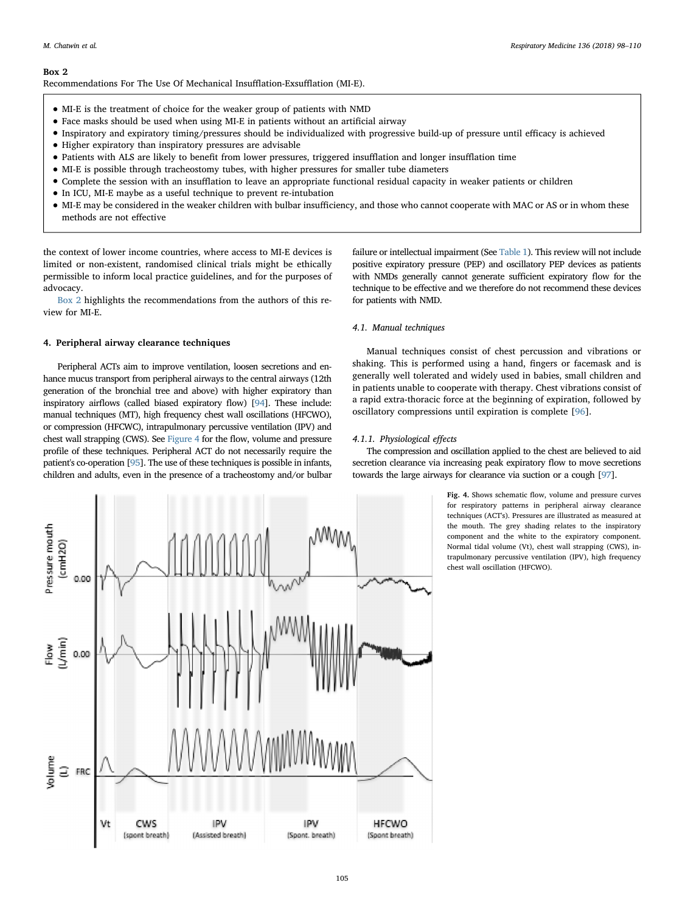**Box 2**
Recommendations For The Use Of Mechanical Insufflation-Exsufflation (MI-E).

- MI-E is the treatment of choice for the weaker group of patients with NMD
- Face masks should be used when using MI-E in patients without an artificial airway
- Inspiratory and expiratory timing/pressures should be individualized with progressive build-up of pressure until efficacy is achieved
- Higher expiratory than inspiratory pressures are advisable
- Patients with ALS are likely to benefit from lower pressures, triggered insufflation and longer insufflation time
- MI-E is possible through tracheostomy tubes, with higher pressures for smaller tube diameters
- Complete the session with an insufflation to leave an appropriate functional residual capacity in weaker patients or children
- In ICU, MI-E maybe as a useful technique to prevent re-intubation
- MI-E may be considered in the weaker children with bulbar insufficiency, and those who cannot cooperate with MAC or AS or in whom these methods are not effective

the context of lower income countries, where access to MI-E devices is limited or non-existent, randomised clinical trials might be ethically permissible to inform local practice guidelines, and for the purposes of advocacy.

Box 2 highlights the recommendations from the authors of this review for MI-E.

## 4. Peripheral airway clearance techniques

Peripheral ACTs aim to improve ventilation, loosen secretions and enhance mucus transport from peripheral airways to the central airways (12th generation of the bronchial tree and above) with higher expiratory than inspiratory airflows (called biased expiratory flow) [94]. These include: manual techniques (MT), high frequency chest wall oscillations (HFCWO), or compression (HFCWC), intrapulmonary percussive ventilation (IPV) and chest wall strapping (CWS). See Figure 4 for the flow, volume and pressure profile of these techniques. Peripheral ACT do not necessarily require the patient's co-operation [95]. The use of these techniques is possible in infants, children and adults, even in the presence of a tracheostomy and/or bulbar failure or intellectual impairment (See Table 1). This review will not include positive expiratory pressure (PEP) and oscillatory PEP devices as patients with NMDs generally cannot generate sufficient expiratory flow for the technique to be effective and we therefore do not recommend these devices for patients with NMD.

### 4.1. Manual techniques

Manual techniques consist of chest percussion and vibrations or shaking. This is performed using a hand, fingers or facemask and is generally well tolerated and widely used in babies, small children and in patients unable to cooperate with therapy. Chest vibrations consist of a rapid extra-thoracic force at the beginning of expiration, followed by oscillatory compressions until expiration is complete [96].

#### 4.1.1. Physiological effects

The compression and oscillation applied to the chest are believed to aid secretion clearance via increasing peak expiratory flow to move secretions towards the large airways for clearance via suction or a cough [97].

**Fig. 4.** Shows schematic flow, volume and pressure curves for respiratory patterns in peripheral airway clearance techniques (ACT's). Pressures are illustrated as measured at the mouth. The grey shading relates to the inspiratory component and the white to the expiratory component. Normal tidal volume (Vt), chest wall strapping (CWS), intrapulmonary percussive ventilation (IPV), high frequency chest wall oscillation (HFCWO).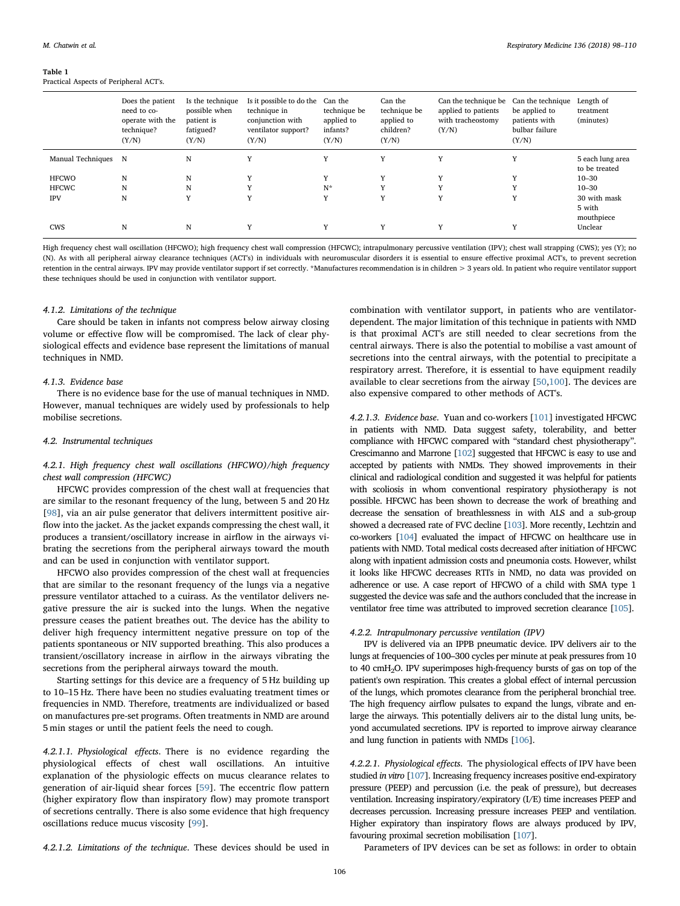**Table 1**
Practical Aspects of Peripheral ACT's.

| | Does the patient need to co-operate with the technique? (Y/N) | Is the technique possible when patient is fatigued? (Y/N) | Is it possible to do the technique in conjunction with ventilator support? (Y/N) | Can the technique be applied to infants? (Y/N) | Can the technique be applied to children? (Y/N) | Can the technique be applied to patients with tracheostomy (Y/N) | Can the technique be applied to patients with bulbar failure (Y/N) | Length of treatment (minutes) |
|---|---|---|---|---|---|---|---|---|
| Manual Techniques | N | N | Y | Y | Y | Y | Y | 5 each lung area to be treated |
| HFCWO | N | N | Y | Y | Y | Y | Y | 10–30 |
| HFCWC | N | N | Y | N* | Y | Y | Y | 10–30 |
| IPV | N | Y | Y | Y | Y | Y | Y | 30 with mask 5 with mouthpiece |
| CWS | N | N | Y | Y | Y | Y | Y | Unclear |

High frequency chest wall oscillation (HFCWO); high frequency chest wall compression (HFCWC); intrapulmonary percussive ventilation (IPV); chest wall strapping (CWS); yes (Y); no (N). As with all peripheral airway clearance techniques (ACT's) in individuals with neuromuscular disorders it is essential to ensure effective proximal ACT's, to prevent secretion retention in the central airways. IPV may provide ventilator support if set correctly. *Manufactures recommendation is in children > 3 years old. In patient who require ventilator support these techniques should be used in conjunction with ventilator support.

#### 4.1.2. Limitations of the technique

Care should be taken in infants not compress below airway closing volume or effective flow will be compromised. The lack of clear physiological effects and evidence base represent the limitations of manual techniques in NMD.

#### 4.1.3. Evidence base

There is no evidence base for the use of manual techniques in NMD. However, manual techniques are widely used by professionals to help mobilise secretions.

### 4.2. Instrumental techniques

#### 4.2.1. High frequency chest wall oscillations (HFCWO)/high frequency chest wall compression (HFCWC)

HFCWC provides compression of the chest wall at frequencies that are similar to the resonant frequency of the lung, between 5 and 20 Hz [98], via an air pulse generator that delivers intermittent positive airflow into the jacket. As the jacket expands compressing the chest wall, it produces a transient/oscillatory increase in airflow in the airways vibrating the secretions from the peripheral airways toward the mouth and can be used in conjunction with ventilator support.

HFCWO also provides compression of the chest wall at frequencies that are similar to the resonant frequency of the lungs via a negative pressure ventilator attached to a cuirass. As the ventilator delivers negative pressure the air is sucked into the lungs. When the negative pressure ceases the patient breathes out. The device has the ability to deliver high frequency intermittent negative pressure on top of the patients spontaneous or NIV supported breathing. This also produces a transient/oscillatory increase in airflow in the airways vibrating the secretions from the peripheral airways toward the mouth.

Starting settings for this device are a frequency of 5 Hz building up to 10–15 Hz. There have been no studies evaluating treatment times or frequencies in NMD. Therefore, treatments are individualized or based on manufactures pre-set programs. Often treatments in NMD are around 5 min stages or until the patient feels the need to cough.

*4.2.1.1. Physiological effects.* There is no evidence regarding the physiological effects of chest wall oscillations. An intuitive explanation of the physiologic effects on mucus clearance relates to generation of air-liquid shear forces [59]. The eccentric flow pattern (higher expiratory flow than inspiratory flow) may promote transport of secretions centrally. There is also some evidence that high frequency oscillations reduce mucus viscosity [99].

*4.2.1.2. Limitations of the technique.* These devices should be used in combination with ventilator support, in patients who are ventilator-dependent. The major limitation of this technique in patients with NMD is that proximal ACT's are still needed to clear secretions from the central airways. There is also the potential to mobilise a vast amount of secretions into the central airways, with the potential to precipitate a respiratory arrest. Therefore, it is essential to have equipment readily available to clear secretions from the airway [50,100]. The devices are also expensive compared to other methods of ACT's.

*4.2.1.3. Evidence base.* Yuan and co-workers [101] investigated HFCWC in patients with NMD. Data suggest safety, tolerability, and better compliance with HFCWC compared with "standard chest physiotherapy". Crescimanno and Marrone [102] suggested that HFCWC is easy to use and accepted by patients with NMDs. They showed improvements in their clinical and radiological condition and suggested it was helpful for patients with scoliosis in whom conventional respiratory physiotherapy is not possible. HFCWC has been shown to decrease the work of breathing and decrease the sensation of breathlessness in with ALS and a sub-group showed a decreased rate of FVC decline [103]. More recently, Lechtzin and co-workers [104] evaluated the impact of HFCWC on healthcare use in patients with NMD. Total medical costs decreased after initiation of HFCWC along with inpatient admission costs and pneumonia costs. However, whilst it looks like HFCWC decreases RTI's in NMD, no data was provided on adherence or use. A case report of HFCWO of a child with SMA type 1 suggested the device was safe and the authors concluded that the increase in ventilator free time was attributed to improved secretion clearance [105].

#### 4.2.2. Intrapulmonary percussive ventilation (IPV)

IPV is delivered via an IPPB pneumatic device. IPV delivers air to the lungs at frequencies of 100–300 cycles per minute at peak pressures from 10 to 40 cm$H_2O$. IPV superimposes high-frequency bursts of gas on top of the patient's own respiration. This creates a global effect of internal percussion of the lungs, which promotes clearance from the peripheral bronchial tree. The high frequency airflow pulsates to expand the lungs, vibrate and enlarge the airways. This potentially delivers air to the distal lung units, beyond accumulated secretions. IPV is reported to improve airway clearance and lung function in patients with NMDs [106].

*4.2.2.1. Physiological effects.* The physiological effects of IPV have been studied *in vitro* [107]. Increasing frequency increases positive end-expiratory pressure (PEEP) and percussion (i.e. the peak of pressure), but decreases ventilation. Increasing inspiratory/expiratory (I/E) time increases PEEP and decreases percussion. Increasing pressure increases PEEP and ventilation. Higher expiratory than inspiratory flows are always produced by IPV, favouring proximal secretion mobilisation [107].

Parameters of IPV devices can be set as follows: in order to obtain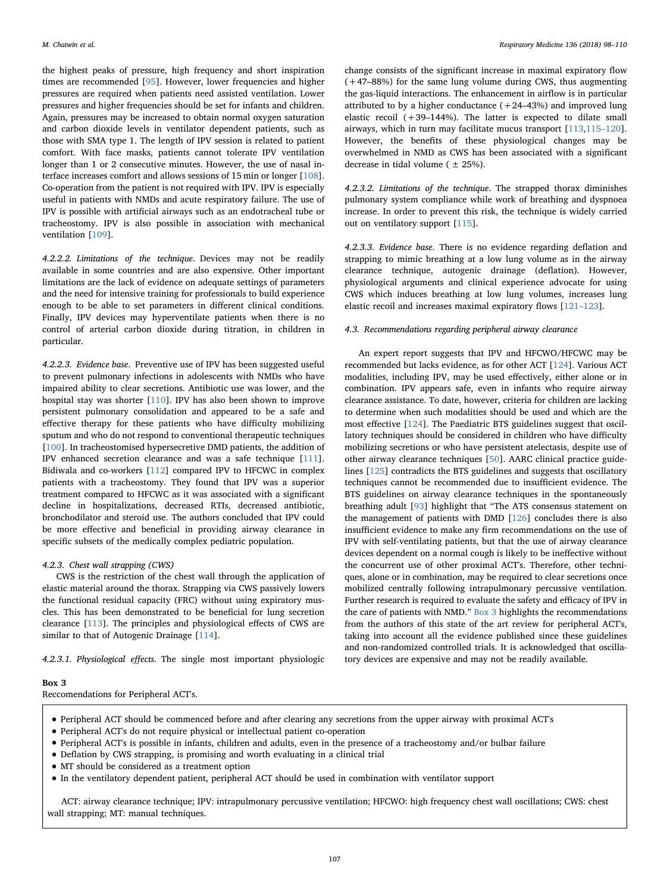the highest peaks of pressure, high frequency and short inspiration times are recommended [95]. However, lower frequencies and higher pressures are required when patients need assisted ventilation. Lower pressures and higher frequencies should be set for infants and children. Again, pressures may be increased to obtain normal oxygen saturation and carbon dioxide levels in ventilator dependent patients, such as those with SMA type 1. The length of IPV session is related to patient comfort. With face masks, patients cannot tolerate IPV ventilation longer than 1 or 2 consecutive minutes. However, the use of nasal interface increases comfort and allows sessions of 15 min or longer [108]. Co-operation from the patient is not required with IPV. IPV is especially useful in patients with NMDs and acute respiratory failure. The use of IPV is possible with artificial airways such as an endotracheal tube or tracheostomy. IPV is also possible in association with mechanical ventilation [109].

##### 4.2.2.2. Limitations of the technique

Devices may not be readily available in some countries and are also expensive. Other important limitations are the lack of evidence on adequate settings of parameters and the need for intensive training for professionals to build experience enough to be able to set parameters in different clinical conditions. Finally, IPV devices may hyperventilate patients when there is no control of arterial carbon dioxide during titration, in children in particular.

##### 4.2.2.3. Evidence base

Preventive use of IPV has been suggested useful to prevent pulmonary infections in adolescents with NMDs who have impaired ability to clear secretions. Antibiotic use was lower, and the hospital stay was shorter [110]. IPV has also been shown to improve persistent pulmonary consolidation and appeared to be a safe and effective therapy for these patients who have difficulty mobilizing sputum and who do not respond to conventional therapeutic techniques [100]. In tracheostomised hypersecretive DMD patients, the addition of IPV enhanced secretion clearance and was a safe technique [111]. Bidiwala and co-workers [112] compared IPV to HFCWC in complex patients with a tracheostomy. They found that IPV was a superior treatment compared to HFCWC as it was associated with a significant decline in hospitalizations, decreased RTIs, decreased antibiotic, bronchodilator and steroid use. The authors concluded that IPV could be more effective and beneficial in providing airway clearance in specific subsets of the medically complex pediatric population.

#### 4.2.3. Chest wall strapping (CWS)

CWS is the restriction of the chest wall through the application of elastic material around the thorax. Strapping via CWS passively lowers the functional residual capacity (FRC) without using expiratory muscles. This has been demonstrated to be beneficial for lung secretion clearance [113]. The principles and physiological effects of CWS are similar to that of Autogenic Drainage [114].

##### 4.2.3.1. Physiological effects

The single most important physiologic change consists of the significant increase in maximal expiratory flow (+47–88%) for the same lung volume during CWS, thus augmenting the gas-liquid interactions. The enhancement in airflow is in particular attributed to by a higher conductance (+24–43%) and improved lung elastic recoil (+39–144%). The latter is expected to dilate small airways, which in turn may facilitate mucus transport [113,115–120]. However, the benefits of these physiological changes may be overwhelmed in NMD as CWS has been associated with a significant decrease in tidal volume (±25%).

##### 4.2.3.2. Limitations of the technique

The strapped thorax diminishes pulmonary system compliance while work of breathing and dyspnoea increase. In order to prevent this risk, the technique is widely carried out on ventilatory support [115].

##### 4.2.3.3. Evidence base

There is no evidence regarding deflation and strapping to mimic breathing at a low lung volume as in the airway clearance technique, autogenic drainage (deflation). However, physiological arguments and clinical experience advocate for using CWS which induces breathing at low lung volumes, increases lung elastic recoil and increases maximal expiratory flows [121–123].

### 4.3. Recommendations regarding peripheral airway clearance

An expert report suggests that IPV and HFCWO/HFCWC may be recommended but lacks evidence, as for other ACT [124]. Various ACT modalities, including IPV, may be used effectively, either alone or in combination. IPV appears safe, even in infants who require airway clearance assistance. To date, however, criteria for children are lacking to determine when such modalities should be used and which are the most effective [124]. The Paediatric BTS guidelines suggest that oscillatory techniques should be considered in children who have difficulty mobilizing secretions or who have persistent atelectasis, despite use of other airway clearance techniques [50]. AARC clinical practice guidelines [125] contradicts the BTS guidelines and suggests that oscillatory techniques cannot be recommended due to insufficient evidence. The BTS guidelines on airway clearance techniques in the spontaneously breathing adult [93] highlight that "The ATS consensus statement on the management of patients with DMD [126] concludes there is also insufficient evidence to make any firm recommendations on the use of IPV with self-ventilating patients, but that the use of airway clearance devices dependent on a normal cough is likely to be ineffective without the concurrent use of other proximal ACT's. Therefore, other techniques, alone or in combination, may be required to clear secretions once mobilized centrally following intrapulmonary percussive ventilation. Further research is required to evaluate the safety and efficacy of IPV in the care of patients with NMD." Box 3 highlights the recommendations from the authors of this state of the art review for peripheral ACT's, taking into account all the evidence published since these guidelines and non-randomized controlled trials. It is acknowledged that oscillatory devices are expensive and may not be readily available.

**Box 3**
Reccomendations for Peripheral ACT's.

- Peripheral ACT should be commenced before and after clearing any secretions from the upper airway with proximal ACT's
- Peripheral ACT's do not require physical or intellectual patient co-operation
- Peripheral ACT's is possible in infants, children and adults, even in the presence of a tracheostomy and/or bulbar failure
- Deflation by CWS strapping, is promising and worth evaluating in a clinical trial
- MT should be considered as a treatment option
- In the ventilatory dependent patient, peripheral ACT should be used in combination with ventilator support

ACT: airway clearance technique; IPV: intrapulmonary percussive ventilation; HFCWO: high frequency chest wall oscillations; CWS: chest wall strapping; MT: manual techniques.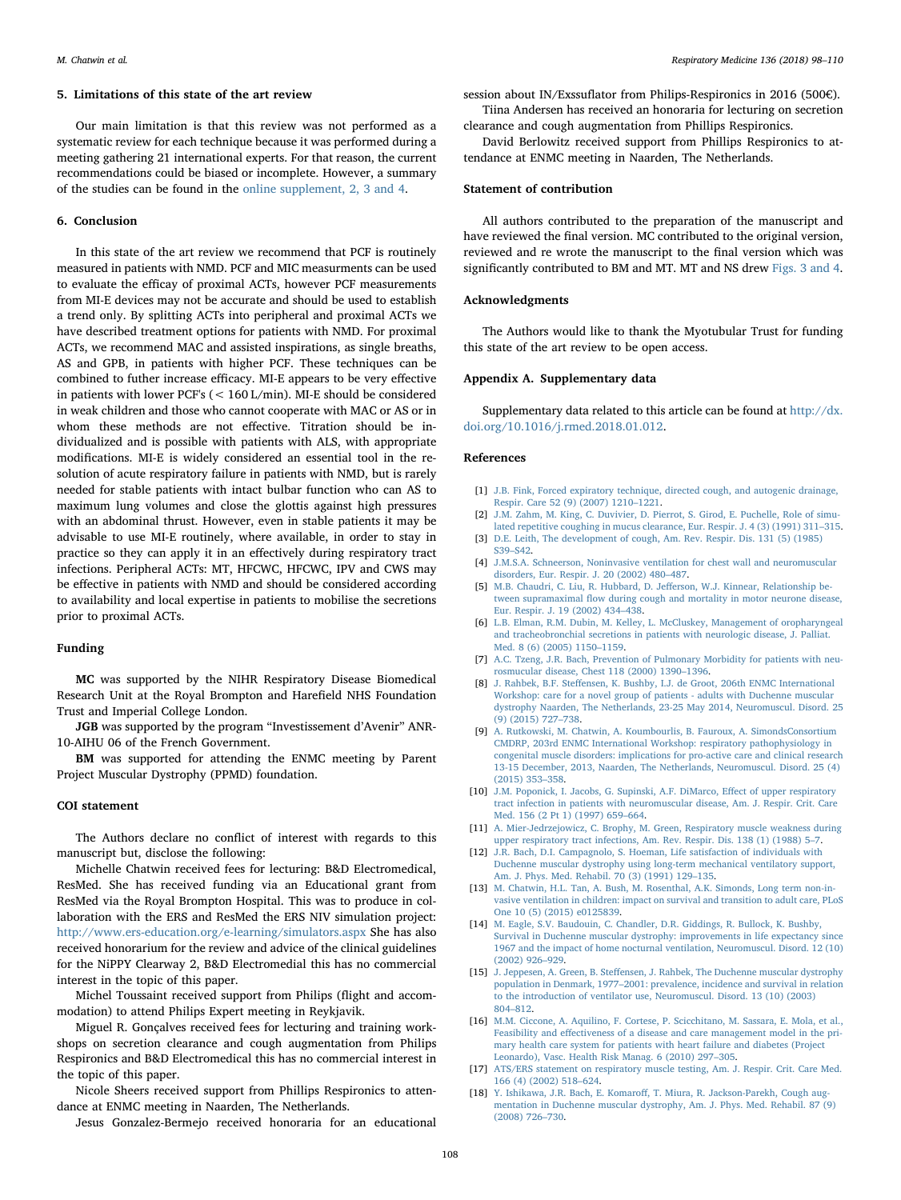## 5. Limitations of this state of the art review

Our main limitation is that this review was not performed as a systematic review for each technique because it was performed during a meeting gathering 21 international experts. For that reason, the current recommendations could be biased or incomplete. However, a summary of the studies can be found in the online supplement, 2, 3 and 4.

## 6. Conclusion

In this state of the art review we recommend that PCF is routinely measured in patients with NMD. PCF and MIC measurments can be used to evaluate the efficay of proximal ACTs, however PCF measurements from MI-E devices may not be accurate and should be used to establish a trend only. By splitting ACTs into peripheral and proximal ACTs we have described treatment options for patients with NMD. For proximal ACTs, we recommend MAC and assisted inspirations, as single breaths, AS and GPB, in patients with higher PCF. These techniques can be combined to futher increase efficacy. MI-E appears to be very effective in patients with lower PCF's (< 160 L/min). MI-E should be considered in weak children and those who cannot cooperate with MAC or AS or in whom these methods are not effective. Titration should be individualized and is possible with patients with ALS, with appropriate modifications. MI-E is widely considered an essential tool in the resolution of acute respiratory failure in patients with NMD, but is rarely needed for stable patients with intact bulbar function who can AS to maximum lung volumes and close the glottis against high pressures with an abdominal thrust. However, even in stable patients it may be advisable to use MI-E routinely, where available, in order to stay in practice so they can apply it in an effectively during respiratory tract infections. Peripheral ACTs: MT, HFCWC, HFCWC, IPV and CWS may be effective in patients with NMD and should be considered according to availability and local expertise in patients to mobilise the secretions prior to proximal ACTs.

## Funding

**MC** was supported by the NIHR Respiratory Disease Biomedical Research Unit at the Royal Brompton and Harefield NHS Foundation Trust and Imperial College London.

**JGB** was supported by the program "Investissement d'Avenir" ANR-10-AIHU 06 of the French Government.

**BM** was supported for attending the ENMC meeting by Parent Project Muscular Dystrophy (PPMD) foundation.

## COI statement

The Authors declare no conflict of interest with regards to this manuscript but, disclose the following:

Michelle Chatwin received fees for lecturing: B&D Electromedical, ResMed. She has received funding via an Educational grant from ResMed via the Royal Brompton Hospital. This was to produce in collaboration with the ERS and ResMed the ERS NIV simulation project: http://www.ers-education.org/e-learning/simulators.aspx She has also received honorarium for the review and advice of the clinical guidelines for the NiPPY Clearway 2, B&D Electromedial this has no commercial interest in the topic of this paper.

Michel Toussaint received support from Philips (flight and accommodation) to attend Philips Expert meeting in Reykjavik.

Miguel R. Gonçalves received fees for lecturing and training workshops on secretion clearance and cough augmentation from Philips Respironics and B&D Electromedical this has no commercial interest in the topic of this paper.

Nicole Sheers received support from Phillips Respironics to attendance at ENMC meeting in Naarden, The Netherlands.

Jesus Gonzalez-Bermejo received honoraria for an educational session about IN/Exssuflator from Philips-Respironics in 2016 (500€).

Tiina Andersen has received an honoraria for lecturing on secretion clearance and cough augmentation from Phillips Respironics.

David Berlowitz received support from Phillips Respironics to attendance at ENMC meeting in Naarden, The Netherlands.

## Statement of contribution

All authors contributed to the preparation of the manuscript and have reviewed the final version. MC contributed to the original version, reviewed and re wrote the manuscript to the final version which was significantly contributed to BM and MT. MT and NS drew Figs. 3 and 4.

## Acknowledgments

The Authors would like to thank the Myotubular Trust for funding this state of the art review to be open access.

## Appendix A. Supplementary data

Supplementary data related to this article can be found at http://dx.doi.org/10.1016/j.rmed.2018.01.012.

## References

[1] J.B. Fink, Forced expiratory technique, directed cough, and autogenic drainage, Respir. Care 52 (9) (2007) 1210–1221.

[2] J.M. Zahm, M. King, C. Duvivier, D. Pierrot, S. Girod, E. Puchelle, Role of simulated repetitive coughing in mucus clearance, Eur. Respir. J. 4 (3) (1991) 311–315.

[3] D.E. Leith, The development of cough, Am. Rev. Respir. Dis. 131 (5) (1985) S39–S42.

[4] J.M.S.A. Schneerson, Noninvasive ventilation for chest wall and neuromuscular disorders, Eur. Respir. J. 20 (2002) 480–487.

[5] M.B. Chaudri, C. Liu, R. Hubbard, D. Jefferson, W.J. Kinnear, Relationship between supramaximal flow during cough and mortality in motor neurone disease, Eur. Respir. J. 19 (2002) 434–438.

[6] L.B. Elman, R.M. Dubin, M. Kelley, L. McCluskey, Management of oropharyngeal and tracheobronchial secretions in patients with neurologic disease, J. Palliat. Med. 8 (6) (2005) 1150–1159.

[7] A.C. Tzeng, J.R. Bach, Prevention of Pulmonary Morbidity for patients with neuromuscular disease, Chest 118 (2000) 1390–1396.

[8] J. Rahbek, B.F. Steffensen, K. Bushby, I.J. de Groot, 206th ENMC International Workshop: care for a novel group of patients - adults with Duchenne muscular dystrophy Naarden, The Netherlands, 23-25 May 2014, Neuromuscul. Disord. 25 (9) (2015) 727–738.

[9] A. Rutkowski, M. Chatwin, A. Koumbourlis, B. Fauroux, A. SimondsConsortium CMDRP, 203rd ENMC International Workshop: respiratory pathophysiology in congenital muscle disorders: implications for pro-active care and clinical research 13-15 December, 2013, Naarden, The Netherlands, Neuromuscul. Disord. 25 (4) (2015) 353–358.

[10] J.M. Poponick, I. Jacobs, G. Supinski, A.F. DiMarco, Effect of upper respiratory tract infection in patients with neuromuscular disease, Am. J. Respir. Crit. Care Med. 156 (2 Pt 1) (1997) 659–664.

[11] A. Mier-Jedrzejowicz, C. Brophy, M. Green, Respiratory muscle weakness during upper respiratory tract infections, Am. Rev. Respir. Dis. 138 (1) (1988) 5–7.

[12] J.R. Bach, D.I. Campagnolo, S. Hoeman, Life satisfaction of individuals with Duchenne muscular dystrophy using long-term mechanical ventilatory support, Am. J. Phys. Med. Rehabil. 70 (3) (1991) 129–135.

[13] M. Chatwin, H.L. Tan, A. Bush, M. Rosenthal, A.K. Simonds, Long term non-invasive ventilation in children: impact on survival and transition to adult care, PLoS One 10 (5) (2015) e0125839.

[14] M. Eagle, S.V. Baudouin, C. Chandler, D.R. Giddings, R. Bullock, K. Bushby, Survival in Duchenne muscular dystrophy: improvements in life expectancy since 1967 and the impact of home nocturnal ventilation, Neuromuscul. Disord. 12 (10) (2002) 926–929.

[15] J. Jeppesen, A. Green, B. Steffensen, J. Rahbek, The Duchenne muscular dystrophy population in Denmark, 1977–2001: prevalence, incidence and survival in relation to the introduction of ventilator use, Neuromuscul. Disord. 13 (10) (2003) 804–812.

[16] M.M. Ciccone, A. Aquilino, F. Cortese, P. Scicchitano, M. Sassara, E. Mola, et al., Feasibility and effectiveness of a disease and care management model in the primary health care system for patients with heart failure and diabetes (Project Leonardo), Vasc. Health Risk Manag. 6 (2010) 297–305.

[17] ATS/ERS statement on respiratory muscle testing, Am. J. Respir. Crit. Care Med. 166 (4) (2002) 518–624.

[18] Y. Ishikawa, J.R. Bach, E. Komaroff, T. Miura, R. Jackson-Parekh, Cough augmentation in Duchenne muscular dystrophy, Am. J. Phys. Med. Rehabil. 87 (9) (2008) 726–730.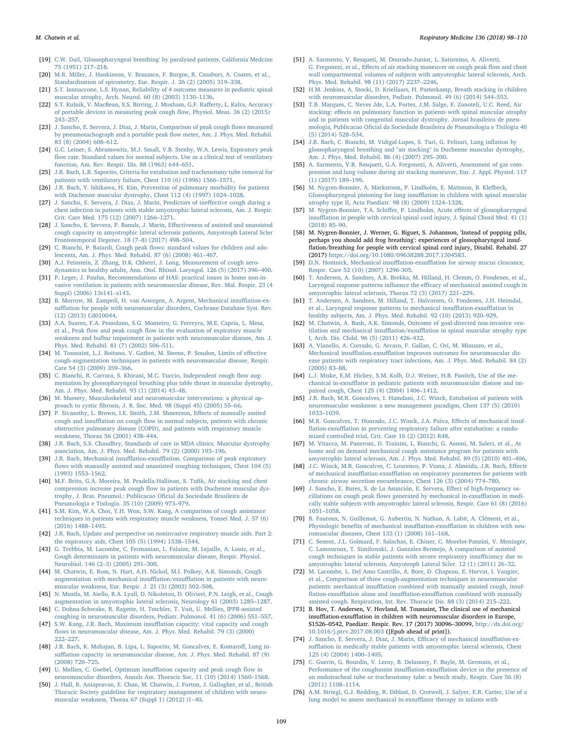[19] C.W. Dail, 'Glossopharyngeal breathing' by paralysed patients, California Medcine 75 (1951) 217–218.

[20] M.R. Miller, J. Hankinson, V. Brusasco, F. Burgos, R. Casaburi, A. Coates, et al., Standardisation of spirometry, Eur. Respir. J. 26 (2) (2005) 319–338.

[21] S.T. Iannaccone, L.S. Hynan, Reliability of 4 outcome measures in pediatric spinal muscular atrophy, Arch. Neurol. 60 (8) (2003) 1130–1136.

[22] S.T. Kulnik, W. MacBean, S.S. Birring, J. Moxham, G.F. Rafferty, L. Kalra, Accuracy of portable devices in measuring peak cough flow, Physiol. Meas. 36 (2) (2015) 243–257.

[23] J. Sancho, E. Servera, J. Diaz, J. Marin, Comparison of peak cough flows measured by pneumotachograph and a portable peak flow meter, Am. J. Phys. Med. Rehabil. 83 (8) (2004) 608–612.

[24] G.C. Leiner, S. Abramowitz, M.J. Small, V.B. Stenby, W.A. Lewis, Expiratory peak flow rate. Standard values for normal subjects. Use as a clinical test of ventilatory function, Am. Rev. Respir. Dis. 88 (1963) 644–651.

[25] J.R. Bach, L.R. Saporito, Criteria for extubation and tracheostomy tube removal for patients with ventilatory failure, Chest 110 (6) (1996) 1566–1571.

[26] J.R. Bach, Y. Ishikawa, H. Kim, Prevention of pulmonary morbidity for patients with Duchenne muscular dystrophy, Chest 112 (4) (1997) 1024–1028.

[27] J. Sancho, E. Servera, J. Diaz, J. Marin, Predictors of ineffective cough during a chest infection in patients with stable amyotrophic lateral sclerosis, Am. J. Respir. Crit. Care Med. 175 (12) (2007) 1266–1271.

[28] J. Sancho, E. Servera, P. Banuls, J. Marin, Effectiveness of assisted and unassisted cough capacity in amyotrophic lateral sclerosis patients, Amyotroph Lateral Scler Frontotemporal Degener. 18 (7–8) (2017) 498–504.

[29] C. Bianchi, P. Baiardi, Cough peak flows: standard values for children and adolescents, Am. J. Phys. Med. Rehabil. 87 (6) (2008) 461–467.

[30] A.J. Feinstein, Z. Zhang, D.K. Chhetri, J. Long, Measurement of cough aerodynamics in healthy adults, Ann. Otol. Rhinol. Laryngol. 126 (5) (2017) 396–400.

[31] P. Leger, J. Paulus, Recommendations of HAS: practical issues in home non-invasive ventilation in patients with neuromuscular disease, Rev. Mal. Respir. 23 (4 Suppl) (2006) 13s141–s143.

[32] B. Morrow, M. Zampoli, H. van Aswegen, A. Argent, Mechanical insufflation-exsufflation for people with neuromuscular disorders, Cochrane Database Syst. Rev. (12) (2013) Cd010044.

[33] A.A. Suarez, F.A. Pessolano, S.G. Monteiro, G. Ferreyra, M.E. Capria, L. Mesa, et al., Peak flow and peak cough flow in the evaluation of expiratory muscle weakness and bulbar impairment in patients with neuromuscular disease, Am. J. Phys. Med. Rehabil. 81 (7) (2002) 506–511.

[34] M. Toussaint, L.J. Boitano, V. Gathot, M. Steens, P. Soudon, Limits of effective cough-augmentation techniques in patients with neuromuscular disease, Respir. Care 54 (3) (2009) 359–366.

[35] C. Bianchi, R. Carrara, S. Khirani, M.C. Tuccio, Independent cough flow augmentation by glossopharyngeal breathing plus table thrust in muscular dystrophy, Am. J. Phys. Med. Rehabil. 93 (1) (2014) 43–48.

[36] M. Massery, Musculoskeletal and neuromuscular interventions: a physical approach to cystic fibrosis, J. R. Soc. Med. 98 (Suppl 45) (2005) 55–66.

[37] P. Sivasothy, L. Brown, I.E. Smith, J.M. Shneerson, Effects of manually assisted cough and insufflation on cough flow in normal subjects, patients with chronic obstructive pulmonary disease (COPD), and patients with respiratory muscle weakness, Thorax 56 (2001) 438–444.

[38] J.R. Bach, S.S. Chaudhry, Standards of care in MDA clinics. Muscular dystrophy association, Am. J. Phys. Med. Rehabil. 79 (2) (2000) 193–196.

[39] J.R. Bach, Mechanical insufflation-exsufflation. Comparison of peak expiratory flows with manually assisted and unassisted coughing techniques, Chest 104 (5) (1993) 1553–1562.

[40] M.F. Brito, G.A. Moreira, M. Pradella-Hallinan, S. Tufik, Air stacking and chest compression increase peak cough flow in patients with Duchenne muscular dystrophy, J. Bras. Pneumol.: Publicacao Oficial da Sociedade Brasileira de Pneumologia e Tisilogia. 35 (10) (2009) 973–979.

[41] S.M. Kim, W.A. Choi, Y.H. Won, S.W. Kang, A comparison of cough assistance techniques in patients with respiratory muscle weakness, Yonsei Med. J. 57 (6) (2016) 1488–1493.

[42] J.R. Bach, Update and perspective on noninvasive respiratory muscle aids. Part 2: the expiratory aids, Chest 105 (5) (1994) 1538–1544.

[43] G. Trebbia, M. Lacombe, C. Fermanian, L. Falaize, M. Lejaille, A. Louis, et al., Cough determinants in patients with neuromuscular disease, Respir. Physiol. Neurobiol. 146 (2–3) (2005) 291–300.

[44] M. Chatwin, E. Ross, N. Hart, A.H. Nickol, M.I. Polkey, A.K. Simonds, Cough augmentation with mechanical insufflation/exsufflation in patients with neuromuscular weakness, Eur. Respir. J. 21 (3) (2003) 502–508.

[45] N. Mustfa, M. Aiello, R.A. Lyall, D. Nikoletou, D. Olivieri, P.N. Leigh, et al., Cough augmentation in amyotrophic lateral sclerosis, Neurology 61 (2003) 1285–1287.

[46] C. Dohna-Schwake, R. Ragette, H. Teschler, T. Voit, U. Mellies, IPPB-assisted coughing in neuromuscular disorders, Pediatr. Pulmonol. 41 (6) (2006) 551–557.

[47] S.W. Kang, J.R. Bach, Maximum insufflation capacity: vital capacity and cough flows in neuromuscular disease, Am. J. Phys. Med. Rehabil. 79 (3) (2000) 222–227.

[48] J.R. Bach, K. Mahajan, B. Lipa, L. Saporito, M. Goncalves, E. Komaroff, Lung insufflation capacity in neuromuscular disease, Am. J. Phys. Med. Rehabil. 87 (9) (2008) 720–725.

[49] U. Mellies, C. Goebel, Optimum insufflation capacity and peak cough flow in neuromuscular disorders, Annals Am. Thoracic Soc. 11 (10) (2014) 1560–1568.

[50] J. Hull, R. Aniapravan, E. Chan, M. Chatwin, J. Forton, J. Gallagher, et al., British Thoracic Society guideline for respiratory management of children with neuromuscular weakness, Thorax 67 (Suppl 1) (2012) i1–40.

[51] A. Sarmento, V. Resqueti, M. Dourado-Junior, L. Saturnino, A. Aliverti, G. Fregonezi, et al., Effects of air stacking maneuver on cough peak flow and chest wall compartmental volumes of subjects with amyotrophic lateral sclerosis, Arch. Phys. Med. Rehabil. 98 (11) (2017) 2237–2246.

[52] H.M. Jenkins, A. Stocki, D. Kriellaars, H. Pasterkamp, Breath stacking in children with neuromuscular disorders, Pediatr. Pulmonol. 49 (6) (2014) 544–553.

[53] T.B. Marques, C. Neves Jde, L.A. Portes, J.M. Salge, E. Zanoteli, U.C. Reed, Air stacking: effects on pulmonary function in patients with spinal muscular atrophy and in patients with congenital muscular dystrophy. Jornal brasileiro de pneumologia, Publicacao Oficial da Sociedade Brasileira de Pneumologia e Tisilogia 40 (5) (2014) 528–534.

[54] J.R. Bach, C. Bianchi, M. Vidigal-Lopes, S. Turi, G. Felisari, Lung inflation by glossopharyngeal breathing and "air stacking" in Duchenne muscular dystrophy, Am. J. Phys. Med. Rehabil. 86 (4) (2007) 295–300.

[55] A. Sarmento, V.R. Resqueti, G.A. Fregonezi, A. Aliverti, Assessment of gas compression and lung volume during air stacking maneuver, Eur. J. Appl. Physiol. 117 (1) (2017) 189–199.

[56] M. Nygren-Bonnier, A. Markstrom, P. Lindholm, E. Mattsson, B. Klefbeck, Glossopharyngeal pistoning for lung insufflation in children with spinal muscular atrophy type II, Acta Paediatr. 98 (8) (2009) 1324–1328.

[57] M. Nygren-Bonnier, T.A. Schiffer, P. Lindholm, Acute effects of glossopharyngeal insufflation in people with cervical spinal cord injury, J. Spinal Chord Med. 41 (1) (2018) 85–90.

[58] M. Nygren-Bonnier, J. Werner, G. Biguet, S. Johansson, 'Instead of popping pills, perhaps you should add frog breathing': experiences of glossopharyngeal insufflation/breathing for people with cervical spinal cord injury, Disabil. Rehabil. 27 (2017) https://doi.org/10.1080/09638288.2017.1304583.

[59] D.N. Homnick, Mechanical insufflation-exsufflation for airway mucus clearance, Respir. Care 52 (10) (2007) 1296-1305.

[60] T. Andersen, A. Sandnes, A.K. Brekka, M. Hilland, H. Clemm, O. Fondenes, et al., Laryngeal response patterns influence the efficacy of mechanical assisted cough in amyotrophic lateral sclerosis, Thorax 72 (3) (2017) 221–229.

[61] T. Andersen, A. Sandnes, M. Hilland, T. Halvorsen, O. Fondenes, J.H. Heimdal, et al., Laryngeal response patterns to mechanical insufflation-exsufflation in healthy subjects, Am. J. Phys. Med. Rehabil. 92 (10) (2013) 920–929.

[62] M. Chatwin, A. Bush, A.K. Simonds, Outcome of goal-directed non-invasive ventilation and mechanical insufflation/exsufflation in spinal muscular atrophy type I, Arch. Dis. Child. 96 (5) (2011) 426–432.

[63] A. Vianello, A. Corrado, G. Arcaro, F. Gallan, C. Ori, M. Minuzzo, et al., Mechanical insufflation-exsufflation improves outcomes for neuromuscular disease patients with respiratory tract infections, Am. J. Phys. Med. Rehabil. 84 (2) (2005) 83–88.

[64] L.J. Miske, E.M. Hickey, S.M. Kolb, D.J. Weiner, H.B. Panitch, Use of the mechanical in-exsufflator in pediatric patients with neuromuscular disease and impaired cough, Chest 125 (4) (2004) 1406–1412.

[65] J.R. Bach, M.R. Goncalves, I. Hamdani, J.C. Winck, Extubation of patients with neuromuscular weakness: a new management paradigm, Chest 137 (5) (2010) 1033–1039.

[66] M.R. Goncalves, T. Honrado, J.C. Winck, J.A. Paiva, Effects of mechanical insufflation-exsufflation in preventing respiratory failure after extubation: a randomized controlled trial, Crit. Care 16 (2) (2012) R48.

[67] M. Vitacca, M. Paneroni, D. Trainini, L. Bianchi, G. Assoni, M. Saleri, et al., At home and on demand mechanical cough assistance program for patients with amyotrophic lateral sclerosis, Am. J. Phys. Med. Rehabil. 89 (5) (2010) 401–406.

[68] J.C. Winck, M.R. Goncalves, C. Lourenco, P. Viana, J. Almeida, J.R. Bach, Effects of mechanical insufflation-exsufflation on respiratory parameters for patients with chronic airway secretion encumbrance, Chest 126 (3) (2004) 774–780.

[69] J. Sancho, E. Bures, S. De La Asunción, E. Servera, Effect of high-frequency oscillations on cough peak flows generated by mechanical in-exsufflation in medically stable subjects with amyotrophic lateral sclerosis, Respir. Care 61 (8) (2016) 1051–1058.

[70] B. Fauroux, N. Guillemot, G. Aubertin, N. Nathan, A. Labit, A. Clément, et al., Physiologic benefits of mechanical insufflation-exsufflation in children with neuromuscular diseases, Chest 133 (1) (2008) 161–168.

[71] C. Senent, J.L. Golmard, F. Salachas, E. Chiner, C. Morelot-Panzini, V. Meninger, C. Lamouroux, T. Similowski, J. Gonzalez-Bermejo, A comparison of assisted cough techniques in stable patients with severe respiratory insufficiency due to amyotrophic lateral sclerosis, Amyotroph Lateral Scler. 12 (1) (2011) 26–32.

[72] M. Lacombe, L. Del Amo Castrillo, A. Bore, D. Chapeau, E. Horvat, I. Vaugier, et al., Comparison of three cough-augmentation techniques in neuromuscular patients: mechanical insufflation combined with manually assisted cough, insufflation-exsufflation alone and insufflation-exsufflation combined with manually assisted cough. Respiration, Int. Rev. Thoracic Dis. 88 (3) (2014) 215–222.

[73] B. Hov, T. Andersen, V. Hovland, M. Toussaint, The clinical use of mechanical insufflation-exsufflation in children with neuromuscular disorders in Europe, S1526–0542, Paediatr. Respir. Rev. 17 (2017) 30096–30099, http://dx.doi.org/10.1016/j.prrv.2017.08.003 ([Epub ahead of print]).

[74] J. Sancho, E. Servera, J. Diaz, J. Marin, Efficacy of mechanical insufflation-exsufflation in medically stable patients with amyotrophic lateral sclerosis, Chest 125 (4) (2004) 1400–1405.

[75] C. Guerin, G. Bourdin, V. Leray, B. Delannoy, F. Bayle, M. Germain, et al., Performance of the coughassist insufflation-exsufflation device in the presence of an endotracheal tube or tracheostomy tube: a bench study, Respir. Care 56 (8) (2011) 1108–1114.

[76] A.M. Striegl, G.J. Redding, R. Diblasi, D. Crotwell, J. Salyer, E.R. Carter, Use of a lung model to assess mechanical in-exsufflator therapy in infants with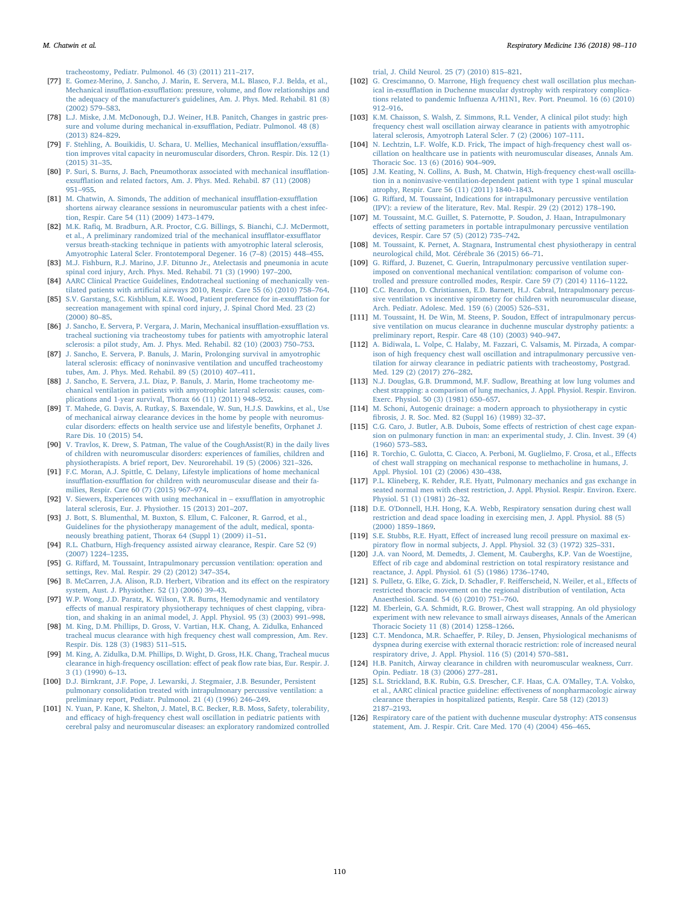tracheostomy, Pediatr. Pulmonol. 46 (3) (2011) 211–217.

[77] E. Gomez-Merino, J. Sancho, J. Marin, E. Servera, M.L. Blasco, F.J. Belda, et al., Mechanical insufflation-exsufflation: pressure, volume, and flow relationships and the adequacy of the manufacturer's guidelines, Am. J. Phys. Med. Rehabil. 81 (8) (2002) 579–583.

[78] L.J. Miske, J.M. McDonough, D.J. Weiner, H.B. Panitch, Changes in gastric pressure and volume during mechanical in-exsufflation, Pediatr. Pulmonol. 48 (8) (2013) 824–829.

[79] F. Stehling, A. Bouikidis, U. Schara, U. Mellies, Mechanical insufflation/exsufflation improves vital capacity in neuromuscular disorders, Chron. Respir. Dis. 12 (1) (2015) 31–35.

[80] P. Suri, S. Burns, J. Bach, Pneumothorax associated with mechanical insufflation-exsufflation and related factors, Am. J. Phys. Med. Rehabil. 87 (11) (2008) 951–955.

[81] M. Chatwin, A. Simonds, The addition of mechanical insufflation-exsufflation shortens airway clearance sessions in neuromuscular patients with a chest infection, Respir. Care 54 (11) (2009) 1473–1479.

[82] M.K. Rafiq, M. Bradburn, A.R. Proctor, C.G. Billings, S. Bianchi, C.J. McDermott, et al., A preliminary randomized trial of the mechanical insufflator-exsufflator versus breath-stacking technique in patients with amyotrophic lateral sclerosis, Amyotrophic Lateral Scler. Frontotemporal Degener. 16 (7–8) (2015) 448–455.

[83] M.J. Fishburn, R.J. Marino, J.F. Ditunno Jr., Atelectasis and pneumonia in acute spinal cord injury, Arch. Phys. Med. Rehabil. 71 (3) (1990) 197–200.

[84] AARC Clinical Practice Guidelines, Endotracheal suctioning of mechanically ventilated patients with artificial airways 2010, Respir. Care 55 (6) (2010) 758–764.

[85] S.V. Garstang, S.C. Kishblum, K.E. Wood, Patient preference for in-exsufflation for secreation management with spinal cord injury, J. Spinal Chord Med. 23 (2) (2000) 80–85.

[86] J. Sancho, E. Servera, P. Vergara, J. Marin, Mechanical insufflation-exsufflation vs. tracheal suctioning via tracheostomy tubes for patients with amyotrophic lateral sclerosis: a pilot study, Am. J. Phys. Med. Rehabil. 82 (10) (2003) 750–753.

[87] J. Sancho, E. Servera, P. Banuls, J. Marin, Prolonging survival in amyotrophic lateral sclerosis: efficacy of noninvasive ventilation and uncuffed tracheostomy tubes, Am. J. Phys. Med. Rehabil. 89 (5) (2010) 407–411.

[88] J. Sancho, E. Servera, J.L. Diaz, P. Banuls, J. Marin, Home tracheotomy mechanical ventilation in patients with amyotrophic lateral sclerosis: causes, complications and 1-year survival, Thorax 66 (11) (2011) 948–952.

[89] T. Mahede, G. Davis, A. Rutkay, S. Baxendale, W. Sun, H.J.S. Dawkins, et al., Use of mechanical airway clearance devices in the home by people with neuromuscular disorders: effects on health service use and lifestyle benefits, Orphanet J. Rare Dis. 10 (2015) 54.

[90] V. Travlos, K. Drew, S. Patman, The value of the CoughAssist(R) in the daily lives of children with neuromuscular disorders: experiences of families, children and physiotherapists. A brief report, Dev. Neurorehabil. 19 (5) (2006) 321–326.

[91] F.C. Moran, A.J. Spittle, C. Delany, Lifestyle implications of home mechanical insufflation-exsufflation for children with neuromuscular disease and their families, Respir. Care 60 (7) (2015) 967–974.

[92] V. Siewers, Experiences with using mechanical in – exsufflation in amyotrophic lateral sclerosis, Eur. J. Physiother. 15 (2013) 201–207.

[93] J. Bott, S. Blumenthal, M. Buxton, S. Ellum, C. Falconer, R. Garrod, et al., Guidelines for the physiotherapy management of the adult, medical, spontaneously breathing patient, Thorax 64 (Suppl 1) (2009) i1–51.

[94] R.L. Chatburn, High-frequency assisted airway clearance, Respir. Care 52 (9) (2007) 1224–1235.

[95] G. Riffard, M. Toussaint, Intrapulmonary percussion ventilation: operation and settings, Rev. Mal. Respir. 29 (2) (2012) 347–354.

[96] B. McCarren, J.A. Alison, R.D. Herbert, Vibration and its effect on the respiratory system, Aust. J. Physiother. 52 (1) (2006) 39–43.

[97] W.P. Wong, J.D. Paratz, K. Wilson, Y.R. Burns, Hemodynamic and ventilatory effects of manual respiratory physiotherapy techniques of chest clapping, vibration, and shaking in an animal model, J. Appl. Physiol. 95 (3) (2003) 991–998.

[98] M. King, D.M. Phillips, D. Gross, V. Vartian, H.K. Chang, A. Zidulka, Enhanced tracheal mucus clearance with high frequency chest wall compression, Am. Rev. Respir. Dis. 128 (3) (1983) 511–515.

[99] M. King, A. Zidulka, D.M. Phillips, D. Wight, D. Gross, H.K. Chang, Tracheal mucus clearance in high-frequency oscillation: effect of peak flow rate bias, Eur. Respir. J. 3 (1) (1990) 6–13.

[100] D.J. Birnkrant, J.F. Pope, J. Lewarski, J. Stegmaier, J.B. Besunder, Persistent pulmonary consolidation treated with intrapulmonary percussive ventilation: a preliminary report, Pediatr. Pulmonol. 21 (4) (1996) 246–249.

[101] N. Yuan, P. Kane, K. Shelton, J. Matel, B.C. Becker, R.B. Moss, Safety, tolerability, and efficacy of high-frequency chest wall oscillation in pediatric patients with cerebral palsy and neuromuscular diseases: an exploratory randomized controlled trial, J. Child Neurol. 25 (7) (2010) 815–821.

[102] G. Crescimanno, O. Marrone, High frequency chest wall oscillation plus mechanical in-exsufflation in Duchenne muscular dystrophy with respiratory complications related to pandemic Influenza A/H1N1, Rev. Port. Pneumol. 16 (6) (2010) 912–916.

[103] K.M. Chaisson, S. Walsh, Z. Simmons, R.L. Vender, A clinical pilot study: high frequency chest wall oscillation airway clearance in patients with amyotrophic lateral sclerosis, Amyotroph Lateral Scler. 7 (2) (2006) 107–111.

[104] N. Lechtzin, L.F. Wolfe, K.D. Frick, The impact of high-frequency chest wall oscillation on healthcare use in patients with neuromuscular diseases, Annals Am. Thoracic Soc. 13 (6) (2016) 904–909.

[105] J.M. Keating, N. Collins, A. Bush, M. Chatwin, High-frequency chest-wall oscillation in a noninvasive-ventilation-dependent patient with type 1 spinal muscular atrophy, Respir. Care 56 (11) (2011) 1840–1843.

[106] G. Riffard, M. Toussaint, Indications for intrapulmonary percussive ventilation (IPV): a review of the literature, Rev. Mal. Respir. 29 (2) (2012) 178–190.

[107] M. Toussaint, M.C. Guillet, S. Paternotte, P. Soudon, J. Haan, Intrapulmonary effects of setting parameters in portable intrapulmonary percussive ventilation devices, Respir. Care 57 (5) (2012) 735–742.

[108] M. Toussaint, K. Pernet, A. Stagnara, Instrumental chest physiotherapy in central neurological child, Mot. Cérébrale 36 (2015) 66–71.

[109] G. Riffard, J. Buzenet, C. Guerin, Intrapulmonary percussive ventilation superimposed on conventional mechanical ventilation: comparison of volume controlled and pressure controlled modes, Respir. Care 59 (7) (2014) 1116–1122.

[110] C.C. Reardon, D. Christiansen, E.D. Barnett, H.J. Cabral, Intrapulmonary percussive ventilation vs incentive spirometry for children with neuromuscular disease, Arch. Pediatr. Adolesc. Med. 159 (6) (2005) 526–531.

[111] M. Toussaint, H. De Win, M. Steens, P. Soudon, Effect of intrapulmonary percussive ventilation on mucus clearance in duchenne muscular dystrophy patients: a preliminary report, Respir. Care 48 (10) (2003) 940–947.

[112] A. Bidiwala, L. Volpe, C. Halaby, M. Fazzari, C. Valsamis, M. Pirzada, A comparison of high frequency chest wall oscillation and intrapulmonary percussive ventilation for airway clearance in pediatric patients with tracheostomy, Postgrad. Med. 129 (2) (2017) 276–282.

[113] N.J. Douglas, G.B. Drummond, M.F. Sudlow, Breathing at low lung volumes and chest strapping: a comparison of lung mechanics, J. Appl. Physiol. Respir. Environ. Exerc. Physiol. 50 (3) (1981) 650–657.

[114] M. Schoni, Autogenic drainage: a modern approach to physiotherapy in cystic fibrosis, J. R. Soc. Med. 82 (Suppl 16) (1989) 32–37.

[115] C.G. Caro, J. Butler, A.B. Dubois, Some effects of restriction of chest cage expansion on pulmonary function in man: an experimental study, J. Clin. Invest. 39 (4) (1960) 573–583.

[116] R. Torchio, C. Gulotta, C. Ciacco, A. Perboni, M. Guglielmo, F. Crosa, et al., Effects of chest wall strapping on mechanical response to methacholine in humans, J. Appl. Physiol. 101 (2) (2006) 430–438.

[117] P.L. Klineberg, K. Rehder, R.E. Hyatt, Pulmonary mechanics and gas exchange in seated normal men with chest restriction, J. Appl. Physiol. Respir. Environ. Exerc. Physiol. 51 (1) (1981) 26–32.

[118] D.E. O'Donnell, H.H. Hong, K.A. Webb, Respiratory sensation during chest wall restriction and dead space loading in exercising men, J. Appl. Physiol. 88 (5) (2000) 1859–1869.

[119] S.E. Stubbs, R.E. Hyatt, Effect of increased lung recoil pressure on maximal expiratory flow in normal subjects, J. Appl. Physiol. 32 (3) (1972) 325–331.

[120] J.A. van Noord, M. Demedts, J. Clement, M. Cauberghs, K.P. Van de Woestijne, Effect of rib cage and abdominal restriction on total respiratory resistance and reactance, J. Appl. Physiol. 61 (5) (1986) 1736–1740.

[121] S. Pulletz, G. Elke, G. Zick, D. Schadler, F. Reifferscheid, N. Weiler, et al., Effects of restricted thoracic movement on the regional distribution of ventilation, Acta Anaesthesiol. Scand. 54 (6) (2010) 751–760.

[122] M. Eberlein, G.A. Schmidt, R.G. Brower, Chest wall strapping. An old physiology experiment with new relevance to small airways diseases, Annals of the American Thoracic Society 11 (8) (2014) 1258–1266.

[123] C.T. Mendonca, M.R. Schaeffer, P. Riley, D. Jensen, Physiological mechanisms of dyspnea during exercise with external thoracic restriction: role of increased neural respiratory drive, J. Appl. Physiol. 116 (5) (2014) 570–581.

[124] H.B. Panitch, Airway clearance in children with neuromuscular weakness, Curr. Opin. Pediatr. 18 (3) (2006) 277–281.

[125] S.L. Strickland, B.K. Rubin, G.S. Drescher, C.F. Haas, C.A. O'Malley, T.A. Volsko, et al., AARC clinical practice guideline: effectiveness of nonpharmacologic airway clearance therapies in hospitalized patients, Respir. Care 58 (12) (2013) 2187–2193.

[126] Respiratory care of the patient with duchenne muscular dystrophy: ATS consensus statement, Am. J. Respir. Crit. Care Med. 170 (4) (2004) 456–465.